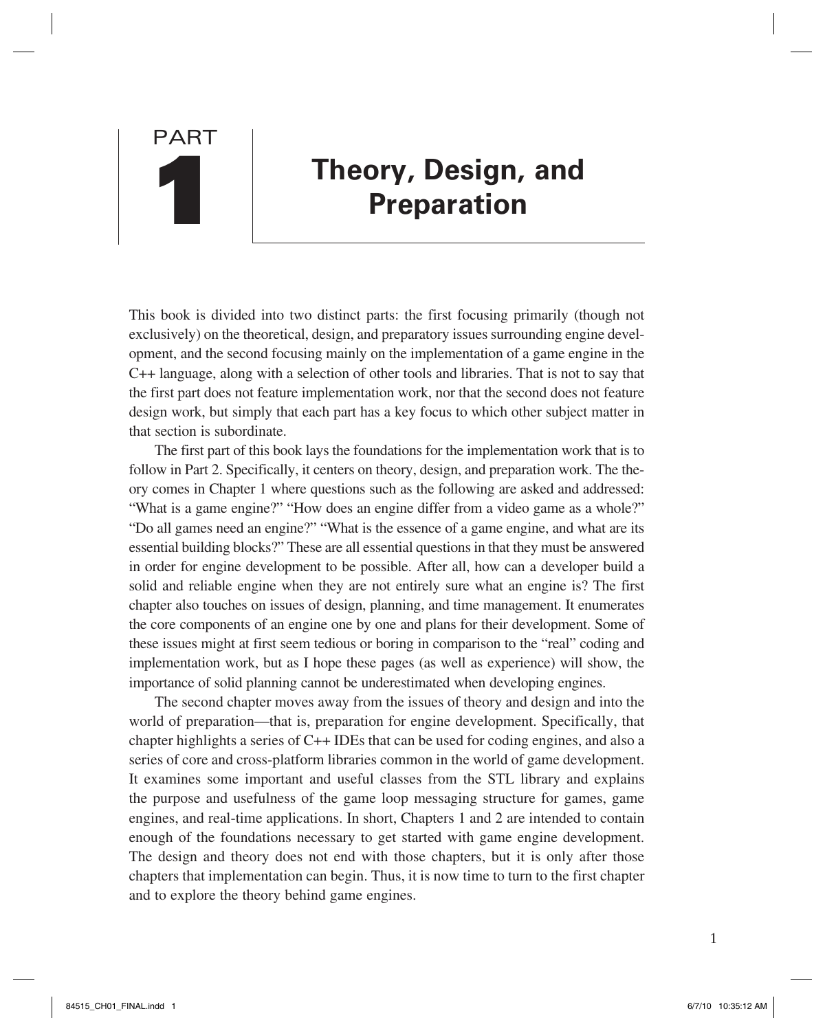# PART 1

# Theory, Design, and Preparation

This book is divided into two distinct parts: the first focusing primarily (though not exclusively) on the theoretical, design, and preparatory issues surrounding engine development, and the second focusing mainly on the implementation of a game engine in the C++ language, along with a selection of other tools and libraries. That is not to say that the first part does not feature implementation work, nor that the second does not feature design work, but simply that each part has a key focus to which other subject matter in that section is subordinate.

The first part of this book lays the foundations for the implementation work that is to follow in Part 2. Specifically, it centers on theory, design, and preparation work. The theory comes in Chapter 1 where questions such as the following are asked and addressed: "What is a game engine?" "How does an engine differ from a video game as a whole?" "Do all games need an engine?" "What is the essence of a game engine, and what are its essential building blocks?" These are all essential questions in that they must be answered in order for engine development to be possible. After all, how can a developer build a solid and reliable engine when they are not entirely sure what an engine is? The first chapter also touches on issues of design, planning, and time management. It enumerates the core components of an engine one by one and plans for their development. Some of these issues might at first seem tedious or boring in comparison to the "real" coding and implementation work, but as I hope these pages (as well as experience) will show, the importance of solid planning cannot be underestimated when developing engines.

The second chapter moves away from the issues of theory and design and into the world of preparation—that is, preparation for engine development. Specifically, that chapter highlights a series of C++ IDEs that can be used for coding engines, and also a series of core and cross-platform libraries common in the world of game development. It examines some important and useful classes from the STL library and explains the purpose and usefulness of the game loop messaging structure for games, game engines, and real-time applications. In short, Chapters 1 and 2 are intended to contain enough of the foundations necessary to get started with game engine development. The design and theory does not end with those chapters, but it is only after those chapters that implementation can begin. Thus, it is now time to turn to the first chapter and to explore the theory behind game engines.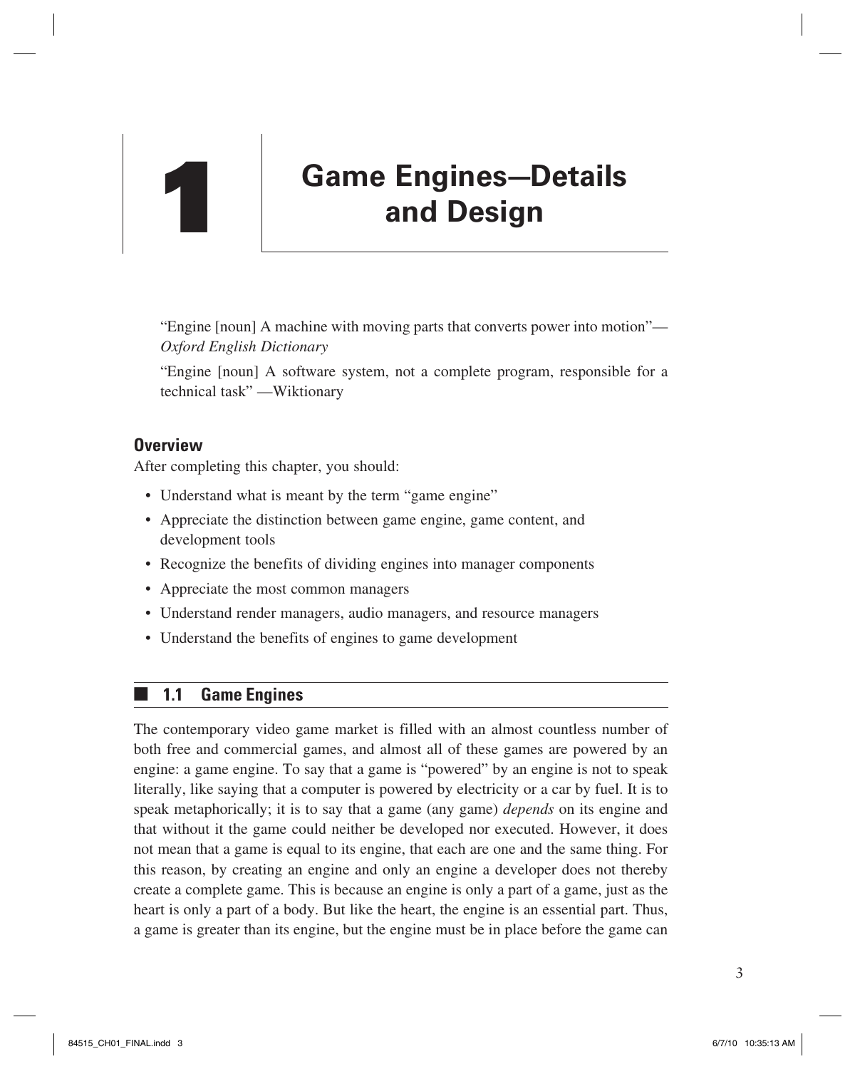# 1 Game Engines—Details and Design

"Engine [noun] A machine with moving parts that converts power into motion"—*Oxford English Dictionary*

"Engine [noun] A software system, not a complete program, responsible for a technical task" —Wiktionary

### Overview

After completing this chapter, you should:

- Understand what is meant by the term "game engine"
- Appreciate the distinction between game engine, game content, and development tools
- Recognize the benefits of dividing engines into manager components
- Appreciate the most common managers
- Understand render managers, audio managers, and resource managers
- Understand the benefits of engines to game development

## 1.1 Game Engines

The contemporary video game market is filled with an almost countless number of both free and commercial games, and almost all of these games are powered by an engine: a game engine. To say that a game is "powered" by an engine is not to speak literally, like saying that a computer is powered by electricity or a car by fuel. It is to speak metaphorically; it is to say that a game (any game) *depends* on its engine and that without it the game could neither be developed nor executed. However, it does not mean that a game is equal to its engine, that each are one and the same thing. For this reason, by creating an engine and only an engine a developer does not thereby create a complete game. This is because an engine is only a part of a game, just as the heart is only a part of a body. But like the heart, the engine is an essential part. Thus, a game is greater than its engine, but the engine must be in place before the game can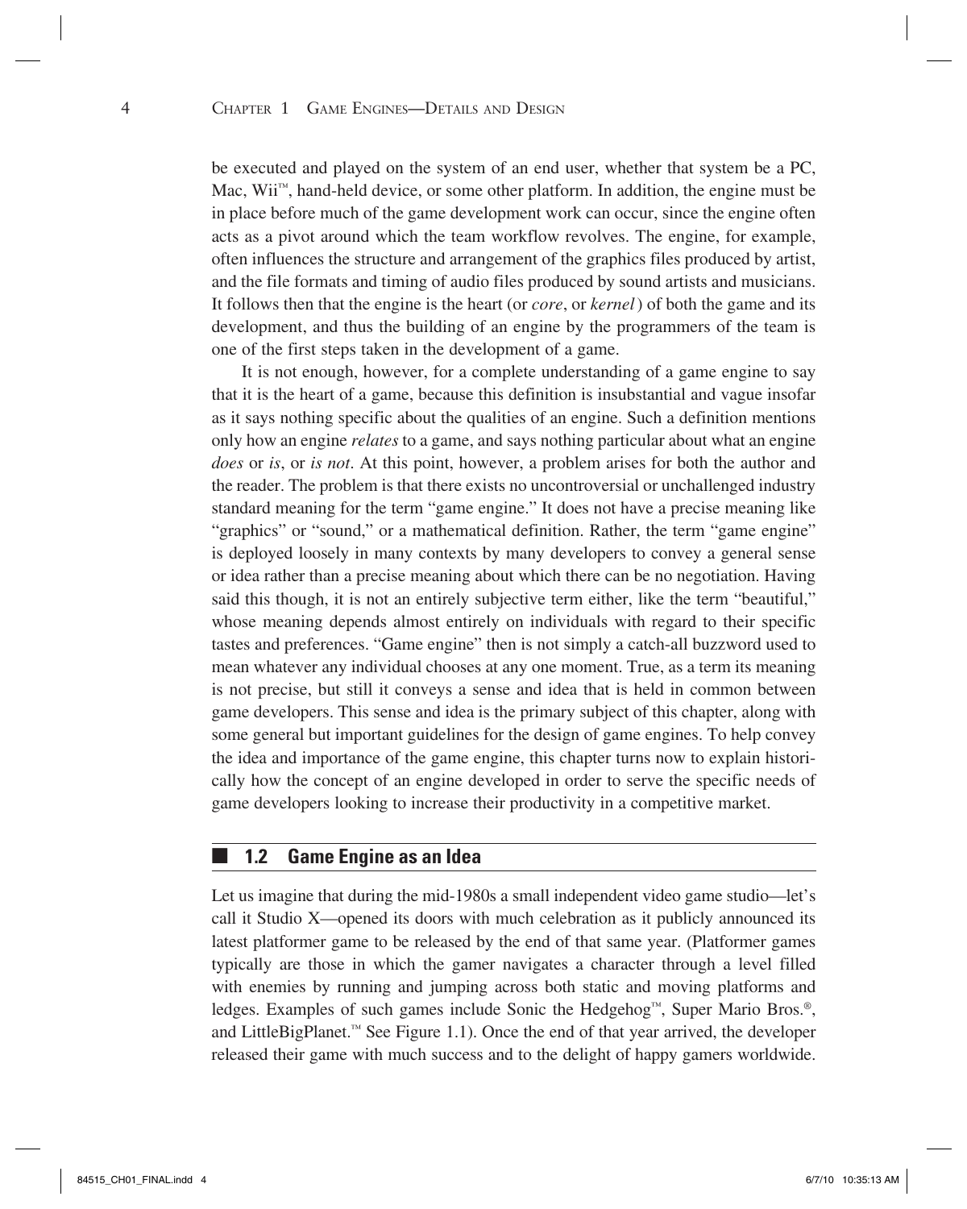be executed and played on the system of an end user, whether that system be a PC, Mac, Wii™, hand-held device, or some other platform. In addition, the engine must be in place before much of the game development work can occur, since the engine often acts as a pivot around which the team workflow revolves. The engine, for example, often influences the structure and arrangement of the graphics files produced by artist, and the file formats and timing of audio files produced by sound artists and musicians. It follows then that the engine is the heart (or *core*, or *kernel*) of both the game and its development, and thus the building of an engine by the programmers of the team is one of the first steps taken in the development of a game.

It is not enough, however, for a complete understanding of a game engine to say that it is the heart of a game, because this definition is insubstantial and vague insofar as it says nothing specific about the qualities of an engine. Such a definition mentions only how an engine *relates* to a game, and says nothing particular about what an engine *does* or *is*, or *is not*. At this point, however, a problem arises for both the author and the reader. The problem is that there exists no uncontroversial or unchallenged industry standard meaning for the term "game engine." It does not have a precise meaning like "graphics" or "sound," or a mathematical definition. Rather, the term "game engine" is deployed loosely in many contexts by many developers to convey a general sense or idea rather than a precise meaning about which there can be no negotiation. Having said this though, it is not an entirely subjective term either, like the term "beautiful," whose meaning depends almost entirely on individuals with regard to their specific tastes and preferences. "Game engine" then is not simply a catch-all buzzword used to mean whatever any individual chooses at any one moment. True, as a term its meaning is not precise, but still it conveys a sense and idea that is held in common between game developers. This sense and idea is the primary subject of this chapter, along with some general but important guidelines for the design of game engines. To help convey the idea and importance of the game engine, this chapter turns now to explain historically how the concept of an engine developed in order to serve the specific needs of game developers looking to increase their productivity in a competitive market.

## 1.2 Game Engine as an Idea

Let us imagine that during the mid-1980s a small independent video game studio—let's call it Studio X—opened its doors with much celebration as it publicly announced its latest platformer game to be released by the end of that same year. (Platformer games typically are those in which the gamer navigates a character through a level filled with enemies by running and jumping across both static and moving platforms and ledges. Examples of such games include Sonic the Hedgehog™, Super Mario Bros.®, and LittleBigPlanet.™ See Figure 1.1). Once the end of that year arrived, the developer released their game with much success and to the delight of happy gamers worldwide.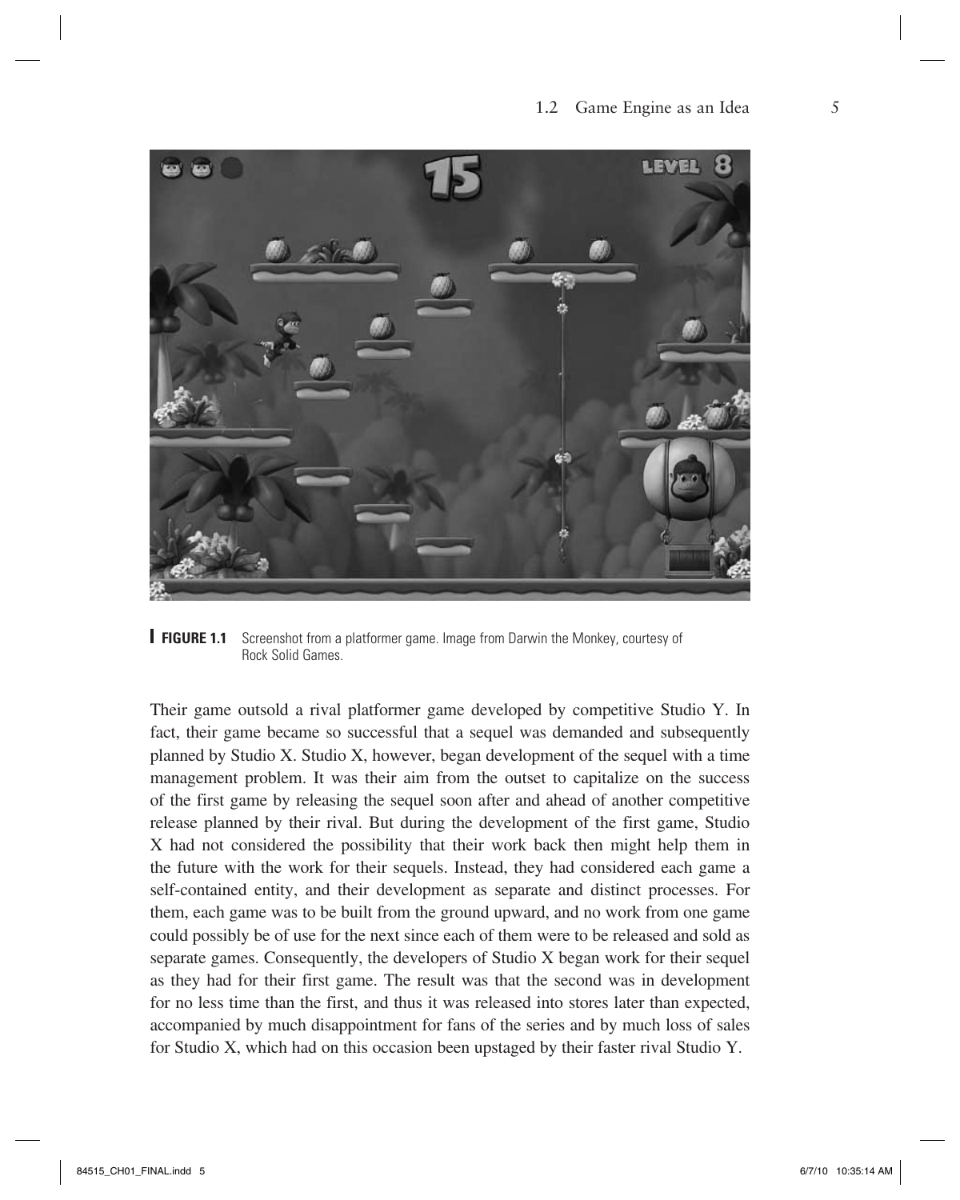**FIGURE 1.1** Screenshot from a platformer game. Image from Darwin the Monkey, courtesy of Rock Solid Games.

Their game outsold a rival platformer game developed by competitive Studio Y. In fact, their game became so successful that a sequel was demanded and subsequently planned by Studio X. Studio X, however, began development of the sequel with a time management problem. It was their aim from the outset to capitalize on the success of the first game by releasing the sequel soon after and ahead of another competitive release planned by their rival. But during the development of the first game, Studio X had not considered the possibility that their work back then might help them in the future with the work for their sequels. Instead, they had considered each game a self-contained entity, and their development as separate and distinct processes. For them, each game was to be built from the ground upward, and no work from one game could possibly be of use for the next since each of them were to be released and sold as separate games. Consequently, the developers of Studio X began work for their sequel as they had for their first game. The result was that the second was in development for no less time than the first, and thus it was released into stores later than expected, accompanied by much disappointment for fans of the series and by much loss of sales for Studio X, which had on this occasion been upstaged by their faster rival Studio Y.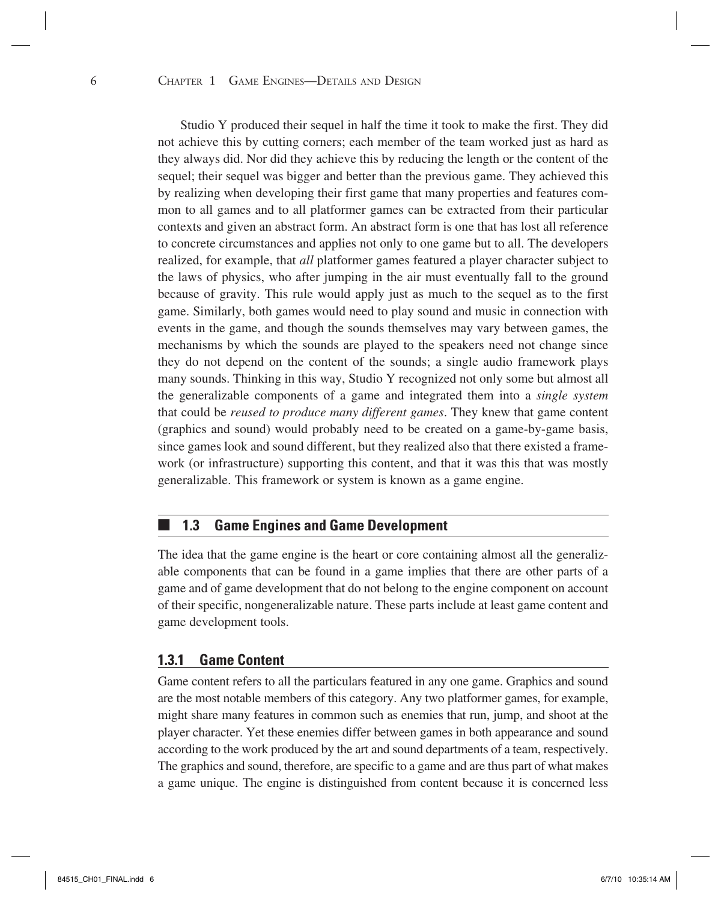Studio Y produced their sequel in half the time it took to make the first. They did not achieve this by cutting corners; each member of the team worked just as hard as they always did. Nor did they achieve this by reducing the length or the content of the sequel; their sequel was bigger and better than the previous game. They achieved this by realizing when developing their first game that many properties and features common to all games and to all platformer games can be extracted from their particular contexts and given an abstract form. An abstract form is one that has lost all reference to concrete circumstances and applies not only to one game but to all. The developers realized, for example, that *all* platformer games featured a player character subject to the laws of physics, who after jumping in the air must eventually fall to the ground because of gravity. This rule would apply just as much to the sequel as to the first game. Similarly, both games would need to play sound and music in connection with events in the game, and though the sounds themselves may vary between games, the mechanisms by which the sounds are played to the speakers need not change since they do not depend on the content of the sounds; a single audio framework plays many sounds. Thinking in this way, Studio Y recognized not only some but almost all the generalizable components of a game and integrated them into a *single system* that could be *reused to produce many different games*. They knew that game content (graphics and sound) would probably need to be created on a game-by-game basis, since games look and sound different, but they realized also that there existed a framework (or infrastructure) supporting this content, and that it was this that was mostly generalizable. This framework or system is known as a game engine.

## 1.3 Game Engines and Game Development

The idea that the game engine is the heart or core containing almost all the generalizable components that can be found in a game implies that there are other parts of a game and of game development that do not belong to the engine component on account of their specific, nongeneralizable nature. These parts include at least game content and game development tools.

### 1.3.1 Game Content

Game content refers to all the particulars featured in any one game. Graphics and sound are the most notable members of this category. Any two platformer games, for example, might share many features in common such as enemies that run, jump, and shoot at the player character. Yet these enemies differ between games in both appearance and sound according to the work produced by the art and sound departments of a team, respectively. The graphics and sound, therefore, are specific to a game and are thus part of what makes a game unique. The engine is distinguished from content because it is concerned less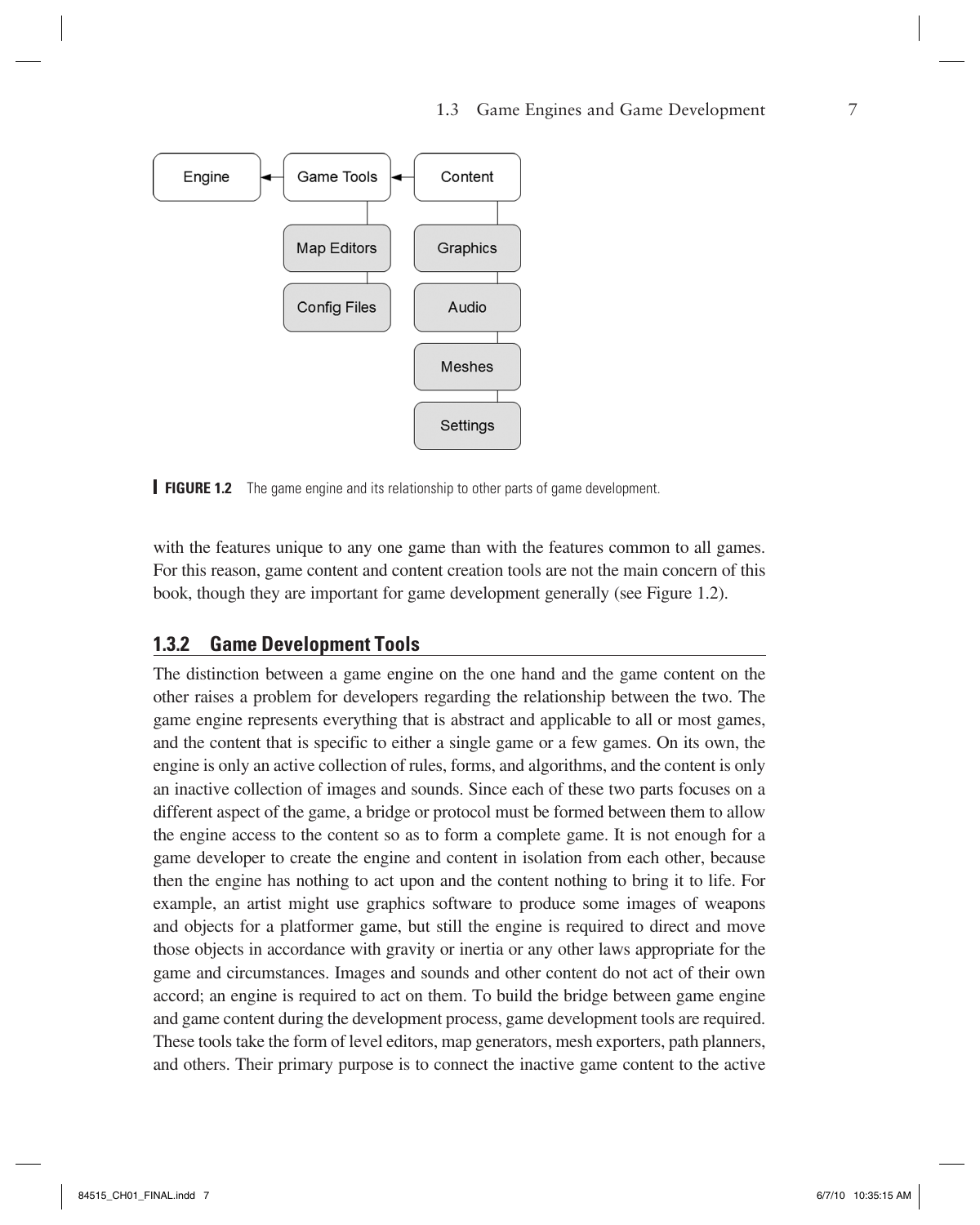Engine ◄ Game Tools ◄ Content

Game Tools: Map Editors, Config Files

Content: Graphics, Audio, Meshes, Settings

**FIGURE 1.2** The game engine and its relationship to other parts of game development.

with the features unique to any one game than with the features common to all games. For this reason, game content and content creation tools are not the main concern of this book, though they are important for game development generally (see Figure 1.2).

### 1.3.2 Game Development Tools

The distinction between a game engine on the one hand and the game content on the other raises a problem for developers regarding the relationship between the two. The game engine represents everything that is abstract and applicable to all or most games, and the content that is specific to either a single game or a few games. On its own, the engine is only an active collection of rules, forms, and algorithms, and the content is only an inactive collection of images and sounds. Since each of these two parts focuses on a different aspect of the game, a bridge or protocol must be formed between them to allow the engine access to the content so as to form a complete game. It is not enough for a game developer to create the engine and content in isolation from each other, because then the engine has nothing to act upon and the content nothing to bring it to life. For example, an artist might use graphics software to produce some images of weapons and objects for a platformer game, but still the engine is required to direct and move those objects in accordance with gravity or inertia or any other laws appropriate for the game and circumstances. Images and sounds and other content do not act of their own accord; an engine is required to act on them. To build the bridge between game engine and game content during the development process, game development tools are required. These tools take the form of level editors, map generators, mesh exporters, path planners, and others. Their primary purpose is to connect the inactive game content to the active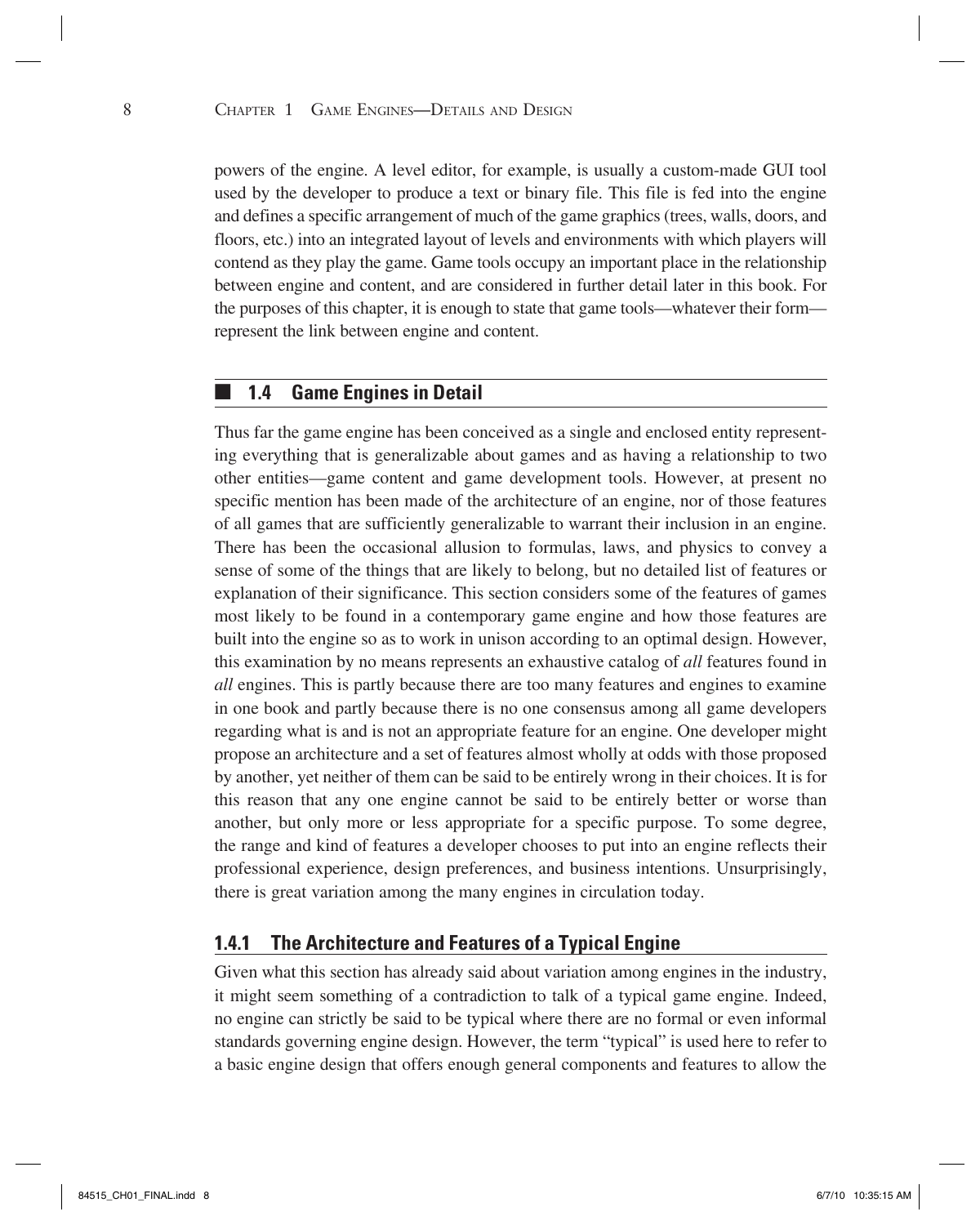powers of the engine. A level editor, for example, is usually a custom-made GUI tool used by the developer to produce a text or binary file. This file is fed into the engine and defines a specific arrangement of much of the game graphics (trees, walls, doors, and floors, etc.) into an integrated layout of levels and environments with which players will contend as they play the game. Game tools occupy an important place in the relationship between engine and content, and are considered in further detail later in this book. For the purposes of this chapter, it is enough to state that game tools—whatever their form—represent the link between engine and content.

## 1.4 Game Engines in Detail

Thus far the game engine has been conceived as a single and enclosed entity representing everything that is generalizable about games and as having a relationship to two other entities—game content and game development tools. However, at present no specific mention has been made of the architecture of an engine, nor of those features of all games that are sufficiently generalizable to warrant their inclusion in an engine. There has been the occasional allusion to formulas, laws, and physics to convey a sense of some of the things that are likely to belong, but no detailed list of features or explanation of their significance. This section considers some of the features of games most likely to be found in a contemporary game engine and how those features are built into the engine so as to work in unison according to an optimal design. However, this examination by no means represents an exhaustive catalog of *all* features found in *all* engines. This is partly because there are too many features and engines to examine in one book and partly because there is no one consensus among all game developers regarding what is and is not an appropriate feature for an engine. One developer might propose an architecture and a set of features almost wholly at odds with those proposed by another, yet neither of them can be said to be entirely wrong in their choices. It is for this reason that any one engine cannot be said to be entirely better or worse than another, but only more or less appropriate for a specific purpose. To some degree, the range and kind of features a developer chooses to put into an engine reflects their professional experience, design preferences, and business intentions. Unsurprisingly, there is great variation among the many engines in circulation today.

### 1.4.1 The Architecture and Features of a Typical Engine

Given what this section has already said about variation among engines in the industry, it might seem something of a contradiction to talk of a typical game engine. Indeed, no engine can strictly be said to be typical where there are no formal or even informal standards governing engine design. However, the term "typical" is used here to refer to a basic engine design that offers enough general components and features to allow the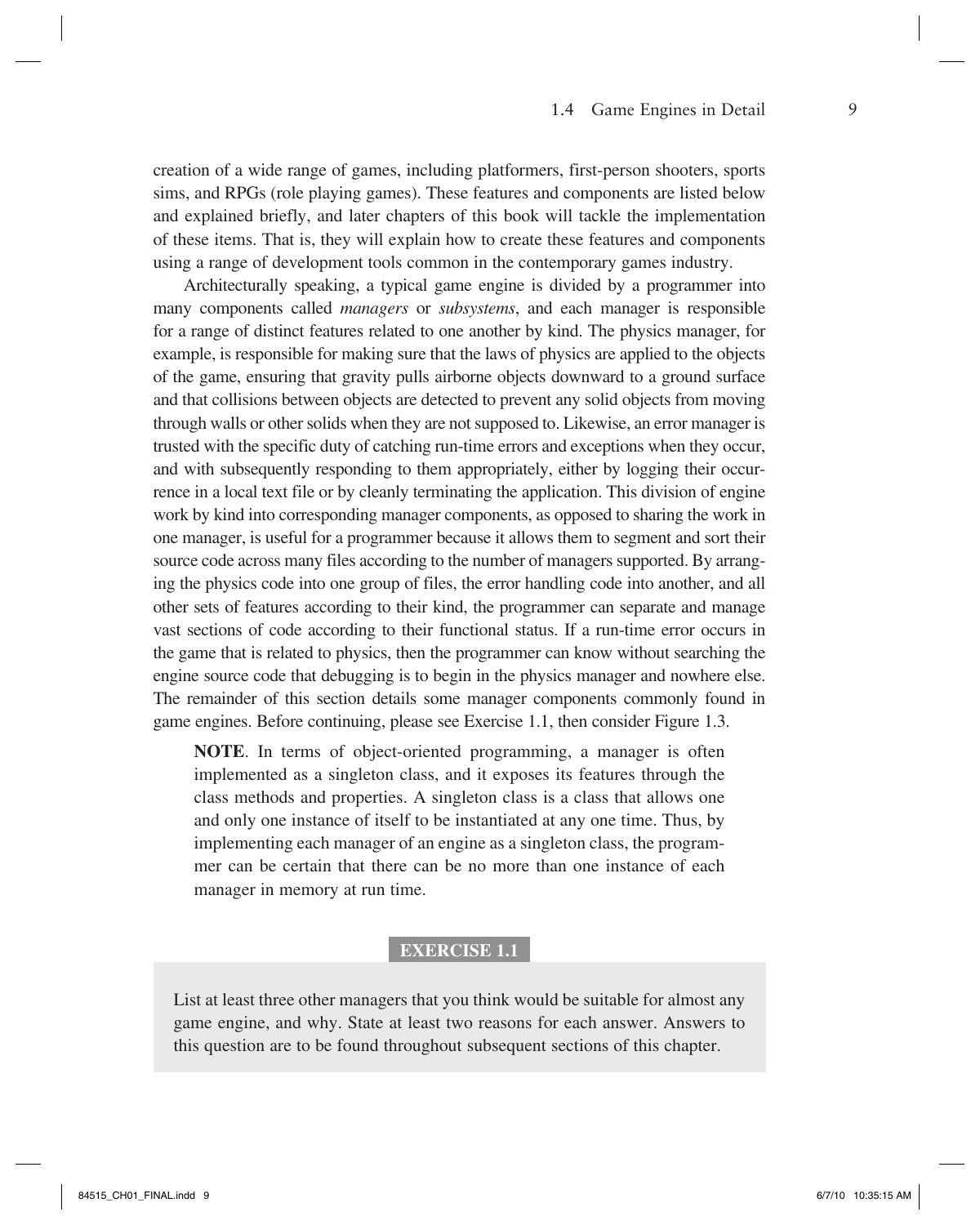creation of a wide range of games, including platformers, first-person shooters, sports sims, and RPGs (role playing games). These features and components are listed below and explained briefly, and later chapters of this book will tackle the implementation of these items. That is, they will explain how to create these features and components using a range of development tools common in the contemporary games industry.

Architecturally speaking, a typical game engine is divided by a programmer into many components called *managers* or *subsystems*, and each manager is responsible for a range of distinct features related to one another by kind. The physics manager, for example, is responsible for making sure that the laws of physics are applied to the objects of the game, ensuring that gravity pulls airborne objects downward to a ground surface and that collisions between objects are detected to prevent any solid objects from moving through walls or other solids when they are not supposed to. Likewise, an error manager is trusted with the specific duty of catching run-time errors and exceptions when they occur, and with subsequently responding to them appropriately, either by logging their occurrence in a local text file or by cleanly terminating the application. This division of engine work by kind into corresponding manager components, as opposed to sharing the work in one manager, is useful for a programmer because it allows them to segment and sort their source code across many files according to the number of managers supported. By arranging the physics code into one group of files, the error handling code into another, and all other sets of features according to their kind, the programmer can separate and manage vast sections of code according to their functional status. If a run-time error occurs in the game that is related to physics, then the programmer can know without searching the engine source code that debugging is to begin in the physics manager and nowhere else. The remainder of this section details some manager components commonly found in game engines. Before continuing, please see Exercise 1.1, then consider Figure 1.3.

> **NOTE**. In terms of object-oriented programming, a manager is often implemented as a singleton class, and it exposes its features through the class methods and properties. A singleton class is a class that allows one and only one instance of itself to be instantiated at any one time. Thus, by implementing each manager of an engine as a singleton class, the programmer can be certain that there can be no more than one instance of each manager in memory at run time.

**EXERCISE 1.1**

List at least three other managers that you think would be suitable for almost any game engine, and why. State at least two reasons for each answer. Answers to this question are to be found throughout subsequent sections of this chapter.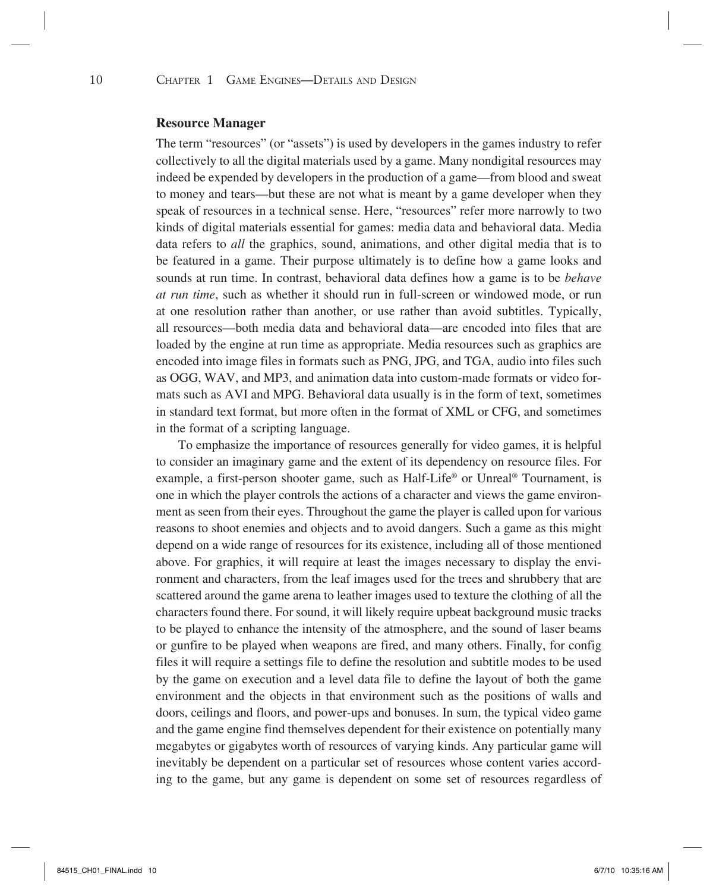## Resource Manager

The term "resources" (or "assets") is used by developers in the games industry to refer collectively to all the digital materials used by a game. Many nondigital resources may indeed be expended by developers in the production of a game—from blood and sweat to money and tears—but these are not what is meant by a game developer when they speak of resources in a technical sense. Here, "resources" refer more narrowly to two kinds of digital materials essential for games: media data and behavioral data. Media data refers to *all* the graphics, sound, animations, and other digital media that is to be featured in a game. Their purpose ultimately is to define how a game looks and sounds at run time. In contrast, behavioral data defines how a game is to be *behave at run time*, such as whether it should run in full-screen or windowed mode, or run at one resolution rather than another, or use rather than avoid subtitles. Typically, all resources—both media data and behavioral data—are encoded into files that are loaded by the engine at run time as appropriate. Media resources such as graphics are encoded into image files in formats such as PNG, JPG, and TGA, audio into files such as OGG, WAV, and MP3, and animation data into custom-made formats or video formats such as AVI and MPG. Behavioral data usually is in the form of text, sometimes in standard text format, but more often in the format of XML or CFG, and sometimes in the format of a scripting language.

To emphasize the importance of resources generally for video games, it is helpful to consider an imaginary game and the extent of its dependency on resource files. For example, a first-person shooter game, such as Half-Life® or Unreal® Tournament, is one in which the player controls the actions of a character and views the game environment as seen from their eyes. Throughout the game the player is called upon for various reasons to shoot enemies and objects and to avoid dangers. Such a game as this might depend on a wide range of resources for its existence, including all of those mentioned above. For graphics, it will require at least the images necessary to display the environment and characters, from the leaf images used for the trees and shrubbery that are scattered around the game arena to leather images used to texture the clothing of all the characters found there. For sound, it will likely require upbeat background music tracks to be played to enhance the intensity of the atmosphere, and the sound of laser beams or gunfire to be played when weapons are fired, and many others. Finally, for config files it will require a settings file to define the resolution and subtitle modes to be used by the game on execution and a level data file to define the layout of both the game environment and the objects in that environment such as the positions of walls and doors, ceilings and floors, and power-ups and bonuses. In sum, the typical video game and the game engine find themselves dependent for their existence on potentially many megabytes or gigabytes worth of resources of varying kinds. Any particular game will inevitably be dependent on a particular set of resources whose content varies according to the game, but any game is dependent on some set of resources regardless of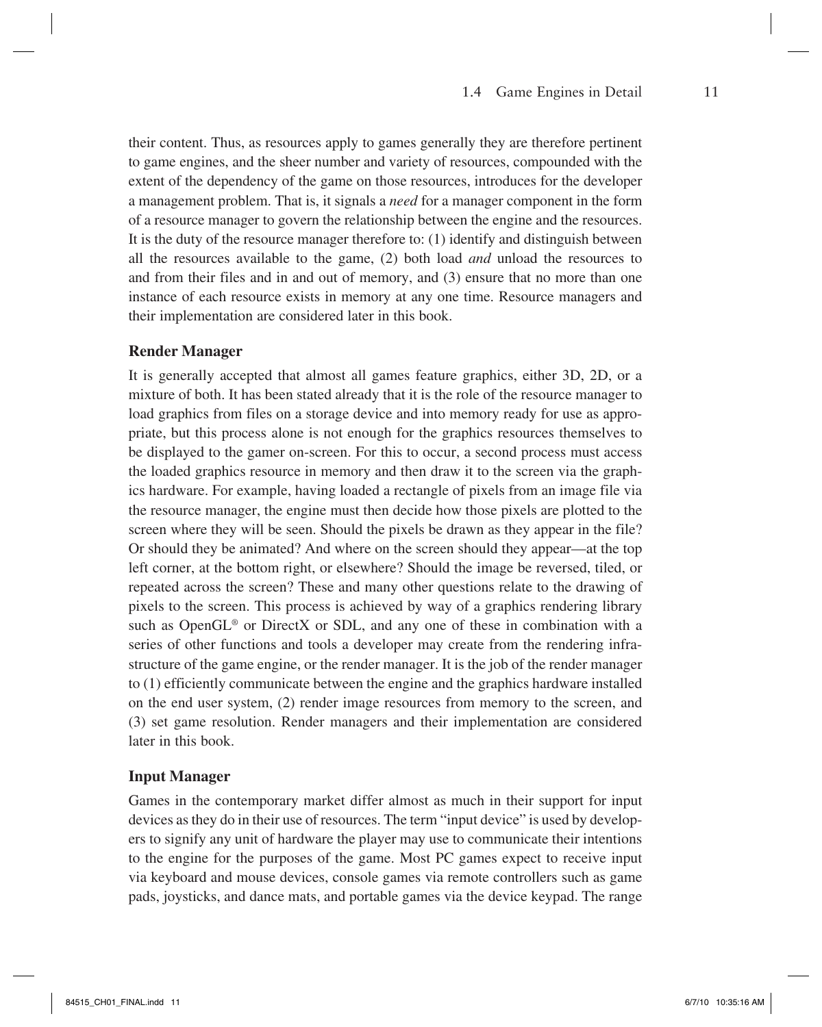their content. Thus, as resources apply to games generally they are therefore pertinent to game engines, and the sheer number and variety of resources, compounded with the extent of the dependency of the game on those resources, introduces for the developer a management problem. That is, it signals a *need* for a manager component in the form of a resource manager to govern the relationship between the engine and the resources. It is the duty of the resource manager therefore to: (1) identify and distinguish between all the resources available to the game, (2) both load *and* unload the resources to and from their files and in and out of memory, and (3) ensure that no more than one instance of each resource exists in memory at any one time. Resource managers and their implementation are considered later in this book.

### Render Manager

It is generally accepted that almost all games feature graphics, either 3D, 2D, or a mixture of both. It has been stated already that it is the role of the resource manager to load graphics from files on a storage device and into memory ready for use as appropriate, but this process alone is not enough for the graphics resources themselves to be displayed to the gamer on-screen. For this to occur, a second process must access the loaded graphics resource in memory and then draw it to the screen via the graphics hardware. For example, having loaded a rectangle of pixels from an image file via the resource manager, the engine must then decide how those pixels are plotted to the screen where they will be seen. Should the pixels be drawn as they appear in the file? Or should they be animated? And where on the screen should they appear—at the top left corner, at the bottom right, or elsewhere? Should the image be reversed, tiled, or repeated across the screen? These and many other questions relate to the drawing of pixels to the screen. This process is achieved by way of a graphics rendering library such as OpenGL® or DirectX or SDL, and any one of these in combination with a series of other functions and tools a developer may create from the rendering infrastructure of the game engine, or the render manager. It is the job of the render manager to (1) efficiently communicate between the engine and the graphics hardware installed on the end user system, (2) render image resources from memory to the screen, and (3) set game resolution. Render managers and their implementation are considered later in this book.

### Input Manager

Games in the contemporary market differ almost as much in their support for input devices as they do in their use of resources. The term "input device" is used by developers to signify any unit of hardware the player may use to communicate their intentions to the engine for the purposes of the game. Most PC games expect to receive input via keyboard and mouse devices, console games via remote controllers such as game pads, joysticks, and dance mats, and portable games via the device keypad. The range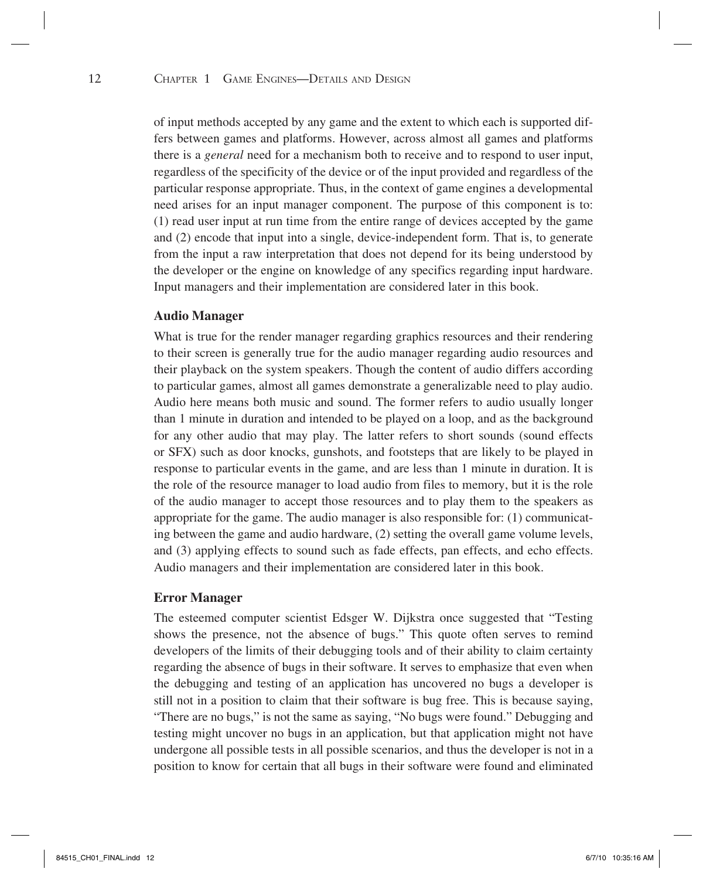of input methods accepted by any game and the extent to which each is supported differs between games and platforms. However, across almost all games and platforms there is a *general* need for a mechanism both to receive and to respond to user input, regardless of the specificity of the device or of the input provided and regardless of the particular response appropriate. Thus, in the context of game engines a developmental need arises for an input manager component. The purpose of this component is to: (1) read user input at run time from the entire range of devices accepted by the game and (2) encode that input into a single, device-independent form. That is, to generate from the input a raw interpretation that does not depend for its being understood by the developer or the engine on knowledge of any specifics regarding input hardware. Input managers and their implementation are considered later in this book.

### Audio Manager

What is true for the render manager regarding graphics resources and their rendering to their screen is generally true for the audio manager regarding audio resources and their playback on the system speakers. Though the content of audio differs according to particular games, almost all games demonstrate a generalizable need to play audio. Audio here means both music and sound. The former refers to audio usually longer than 1 minute in duration and intended to be played on a loop, and as the background for any other audio that may play. The latter refers to short sounds (sound effects or SFX) such as door knocks, gunshots, and footsteps that are likely to be played in response to particular events in the game, and are less than 1 minute in duration. It is the role of the resource manager to load audio from files to memory, but it is the role of the audio manager to accept those resources and to play them to the speakers as appropriate for the game. The audio manager is also responsible for: (1) communicating between the game and audio hardware, (2) setting the overall game volume levels, and (3) applying effects to sound such as fade effects, pan effects, and echo effects. Audio managers and their implementation are considered later in this book.

### Error Manager

The esteemed computer scientist Edsger W. Dijkstra once suggested that "Testing shows the presence, not the absence of bugs." This quote often serves to remind developers of the limits of their debugging tools and of their ability to claim certainty regarding the absence of bugs in their software. It serves to emphasize that even when the debugging and testing of an application has uncovered no bugs a developer is still not in a position to claim that their software is bug free. This is because saying, "There are no bugs," is not the same as saying, "No bugs were found." Debugging and testing might uncover no bugs in an application, but that application might not have undergone all possible tests in all possible scenarios, and thus the developer is not in a position to know for certain that all bugs in their software were found and eliminated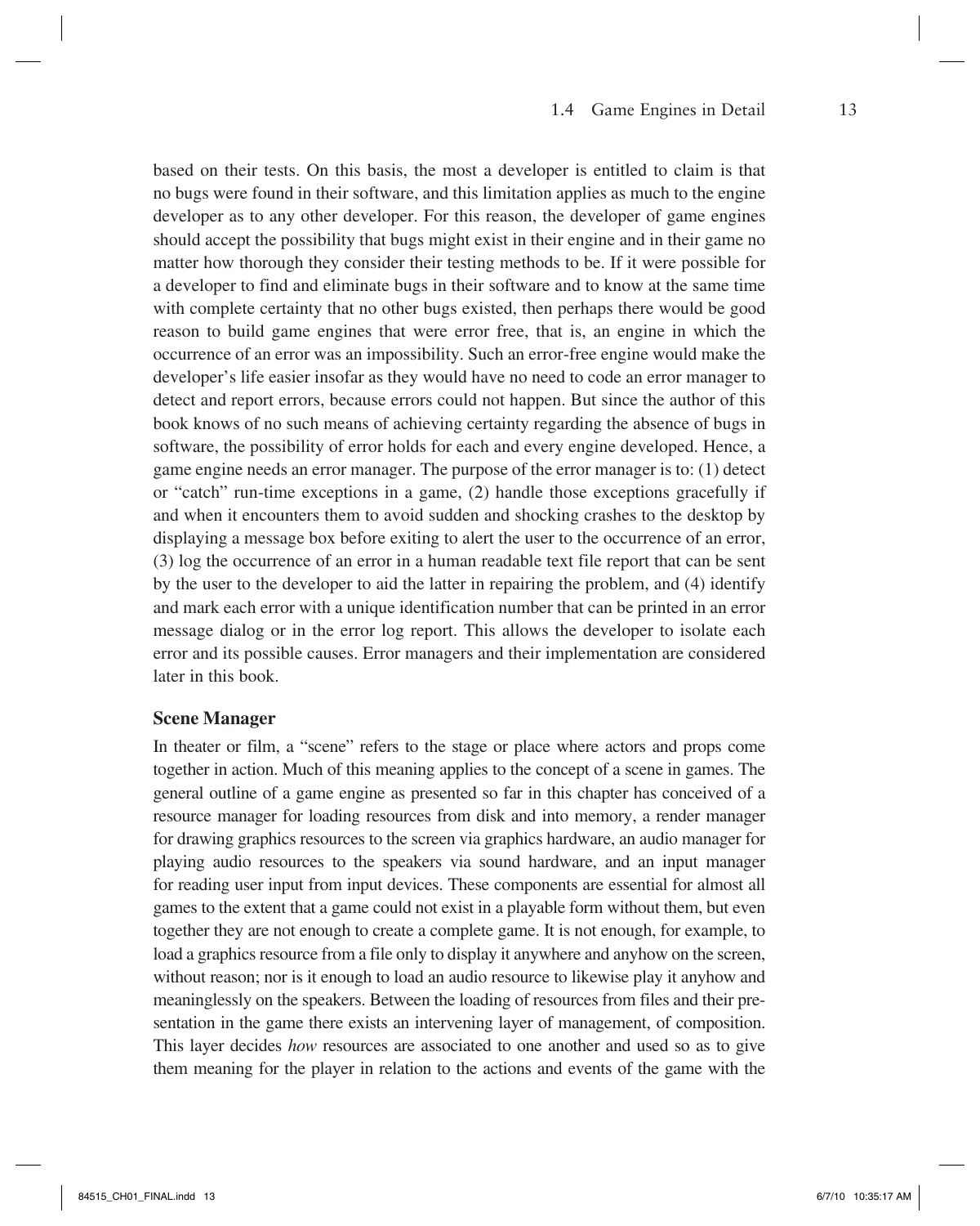based on their tests. On this basis, the most a developer is entitled to claim is that no bugs were found in their software, and this limitation applies as much to the engine developer as to any other developer. For this reason, the developer of game engines should accept the possibility that bugs might exist in their engine and in their game no matter how thorough they consider their testing methods to be. If it were possible for a developer to find and eliminate bugs in their software and to know at the same time with complete certainty that no other bugs existed, then perhaps there would be good reason to build game engines that were error free, that is, an engine in which the occurrence of an error was an impossibility. Such an error-free engine would make the developer's life easier insofar as they would have no need to code an error manager to detect and report errors, because errors could not happen. But since the author of this book knows of no such means of achieving certainty regarding the absence of bugs in software, the possibility of error holds for each and every engine developed. Hence, a game engine needs an error manager. The purpose of the error manager is to: (1) detect or "catch" run-time exceptions in a game, (2) handle those exceptions gracefully if and when it encounters them to avoid sudden and shocking crashes to the desktop by displaying a message box before exiting to alert the user to the occurrence of an error, (3) log the occurrence of an error in a human readable text file report that can be sent by the user to the developer to aid the latter in repairing the problem, and (4) identify and mark each error with a unique identification number that can be printed in an error message dialog or in the error log report. This allows the developer to isolate each error and its possible causes. Error managers and their implementation are considered later in this book.

### Scene Manager

In theater or film, a "scene" refers to the stage or place where actors and props come together in action. Much of this meaning applies to the concept of a scene in games. The general outline of a game engine as presented so far in this chapter has conceived of a resource manager for loading resources from disk and into memory, a render manager for drawing graphics resources to the screen via graphics hardware, an audio manager for playing audio resources to the speakers via sound hardware, and an input manager for reading user input from input devices. These components are essential for almost all games to the extent that a game could not exist in a playable form without them, but even together they are not enough to create a complete game. It is not enough, for example, to load a graphics resource from a file only to display it anywhere and anyhow on the screen, without reason; nor is it enough to load an audio resource to likewise play it anyhow and meaninglessly on the speakers. Between the loading of resources from files and their presentation in the game there exists an intervening layer of management, of composition. This layer decides *how* resources are associated to one another and used so as to give them meaning for the player in relation to the actions and events of the game with the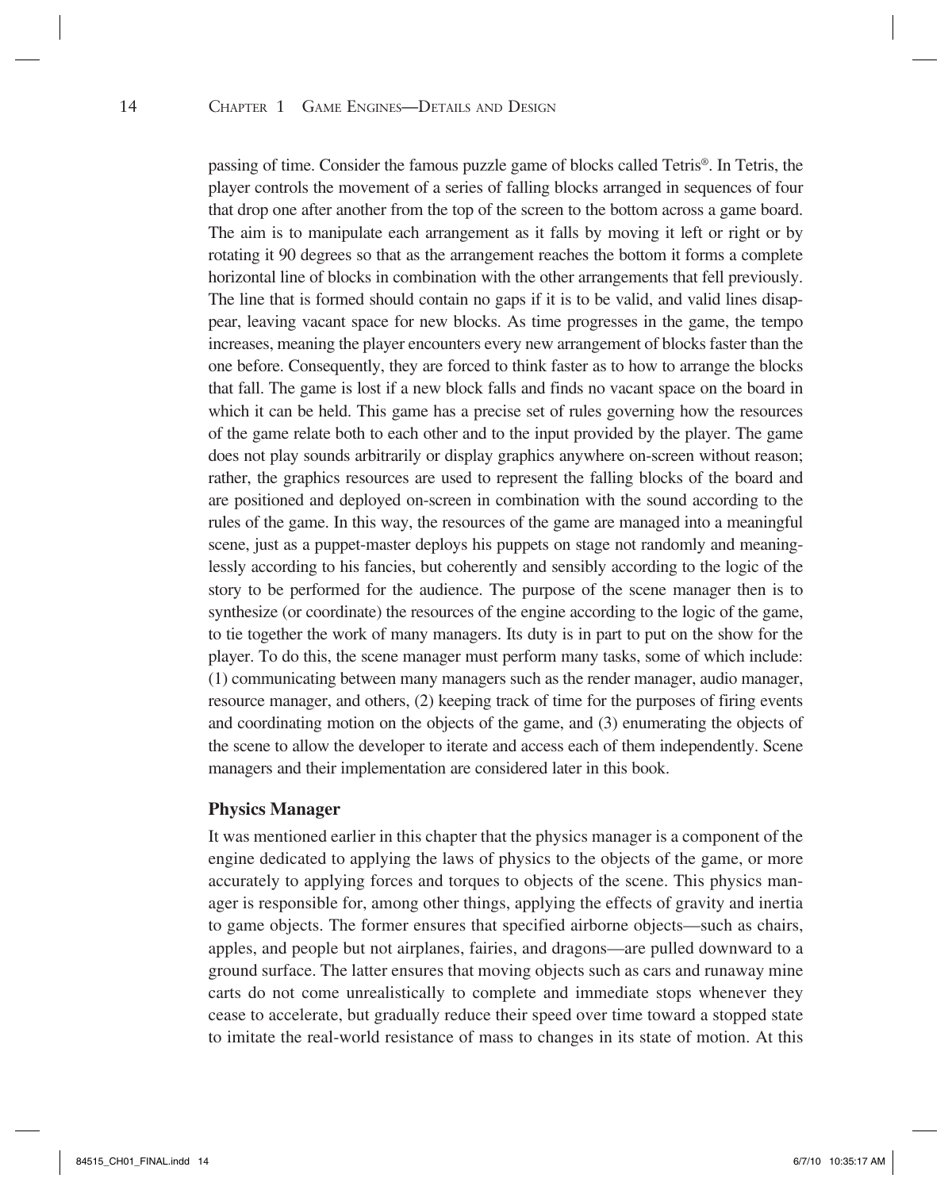passing of time. Consider the famous puzzle game of blocks called Tetris®. In Tetris, the player controls the movement of a series of falling blocks arranged in sequences of four that drop one after another from the top of the screen to the bottom across a game board. The aim is to manipulate each arrangement as it falls by moving it left or right or by rotating it 90 degrees so that as the arrangement reaches the bottom it forms a complete horizontal line of blocks in combination with the other arrangements that fell previously. The line that is formed should contain no gaps if it is to be valid, and valid lines disappear, leaving vacant space for new blocks. As time progresses in the game, the tempo increases, meaning the player encounters every new arrangement of blocks faster than the one before. Consequently, they are forced to think faster as to how to arrange the blocks that fall. The game is lost if a new block falls and finds no vacant space on the board in which it can be held. This game has a precise set of rules governing how the resources of the game relate both to each other and to the input provided by the player. The game does not play sounds arbitrarily or display graphics anywhere on-screen without reason; rather, the graphics resources are used to represent the falling blocks of the board and are positioned and deployed on-screen in combination with the sound according to the rules of the game. In this way, the resources of the game are managed into a meaningful scene, just as a puppet-master deploys his puppets on stage not randomly and meaninglessly according to his fancies, but coherently and sensibly according to the logic of the story to be performed for the audience. The purpose of the scene manager then is to synthesize (or coordinate) the resources of the engine according to the logic of the game, to tie together the work of many managers. Its duty is in part to put on the show for the player. To do this, the scene manager must perform many tasks, some of which include: (1) communicating between many managers such as the render manager, audio manager, resource manager, and others, (2) keeping track of time for the purposes of firing events and coordinating motion on the objects of the game, and (3) enumerating the objects of the scene to allow the developer to iterate and access each of them independently. Scene managers and their implementation are considered later in this book.

### Physics Manager

It was mentioned earlier in this chapter that the physics manager is a component of the engine dedicated to applying the laws of physics to the objects of the game, or more accurately to applying forces and torques to objects of the scene. This physics manager is responsible for, among other things, applying the effects of gravity and inertia to game objects. The former ensures that specified airborne objects—such as chairs, apples, and people but not airplanes, fairies, and dragons—are pulled downward to a ground surface. The latter ensures that moving objects such as cars and runaway mine carts do not come unrealistically to complete and immediate stops whenever they cease to accelerate, but gradually reduce their speed over time toward a stopped state to imitate the real-world resistance of mass to changes in its state of motion. At this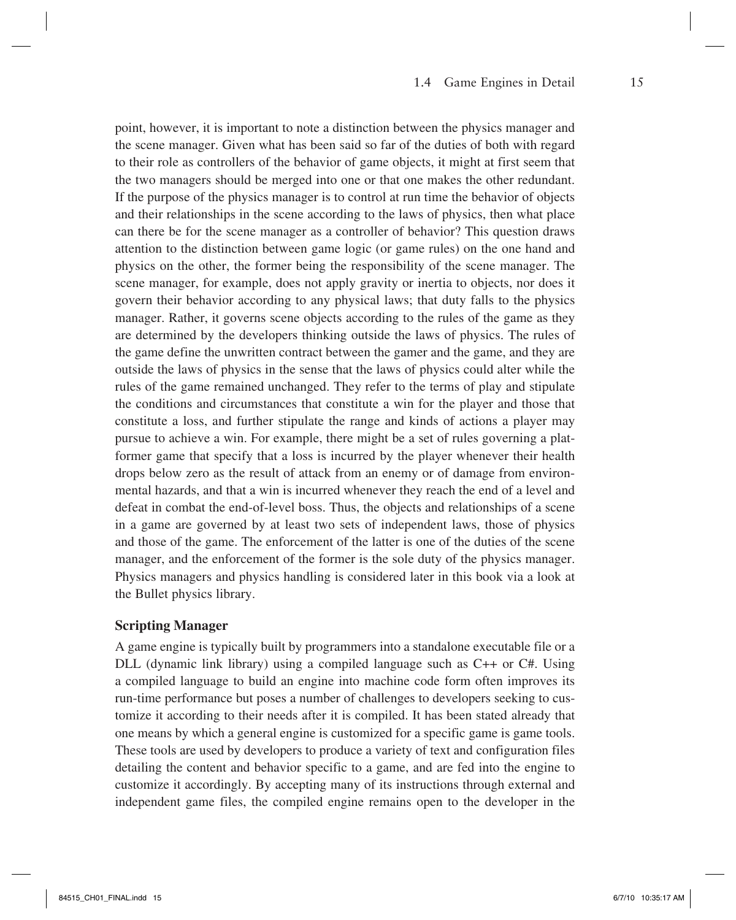point, however, it is important to note a distinction between the physics manager and the scene manager. Given what has been said so far of the duties of both with regard to their role as controllers of the behavior of game objects, it might at first seem that the two managers should be merged into one or that one makes the other redundant. If the purpose of the physics manager is to control at run time the behavior of objects and their relationships in the scene according to the laws of physics, then what place can there be for the scene manager as a controller of behavior? This question draws attention to the distinction between game logic (or game rules) on the one hand and physics on the other, the former being the responsibility of the scene manager. The scene manager, for example, does not apply gravity or inertia to objects, nor does it govern their behavior according to any physical laws; that duty falls to the physics manager. Rather, it governs scene objects according to the rules of the game as they are determined by the developers thinking outside the laws of physics. The rules of the game define the unwritten contract between the gamer and the game, and they are outside the laws of physics in the sense that the laws of physics could alter while the rules of the game remained unchanged. They refer to the terms of play and stipulate the conditions and circumstances that constitute a win for the player and those that constitute a loss, and further stipulate the range and kinds of actions a player may pursue to achieve a win. For example, there might be a set of rules governing a platformer game that specify that a loss is incurred by the player whenever their health drops below zero as the result of attack from an enemy or of damage from environmental hazards, and that a win is incurred whenever they reach the end of a level and defeat in combat the end-of-level boss. Thus, the objects and relationships of a scene in a game are governed by at least two sets of independent laws, those of physics and those of the game. The enforcement of the latter is one of the duties of the scene manager, and the enforcement of the former is the sole duty of the physics manager. Physics managers and physics handling is considered later in this book via a look at the Bullet physics library.

### Scripting Manager

A game engine is typically built by programmers into a standalone executable file or a DLL (dynamic link library) using a compiled language such as C++ or C#. Using a compiled language to build an engine into machine code form often improves its run-time performance but poses a number of challenges to developers seeking to customize it according to their needs after it is compiled. It has been stated already that one means by which a general engine is customized for a specific game is game tools. These tools are used by developers to produce a variety of text and configuration files detailing the content and behavior specific to a game, and are fed into the engine to customize it accordingly. By accepting many of its instructions through external and independent game files, the compiled engine remains open to the developer in the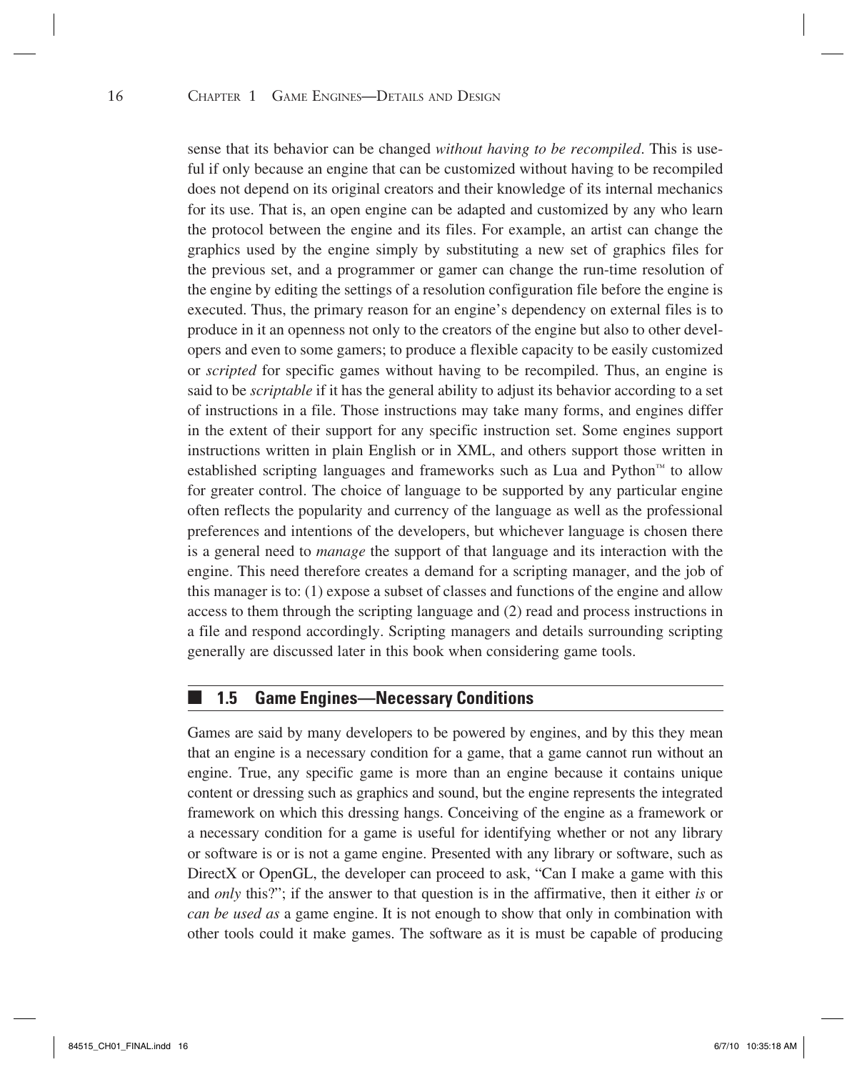sense that its behavior can be changed *without having to be recompiled*. This is useful if only because an engine that can be customized without having to be recompiled does not depend on its original creators and their knowledge of its internal mechanics for its use. That is, an open engine can be adapted and customized by any who learn the protocol between the engine and its files. For example, an artist can change the graphics used by the engine simply by substituting a new set of graphics files for the previous set, and a programmer or gamer can change the run-time resolution of the engine by editing the settings of a resolution configuration file before the engine is executed. Thus, the primary reason for an engine's dependency on external files is to produce in it an openness not only to the creators of the engine but also to other developers and even to some gamers; to produce a flexible capacity to be easily customized or *scripted* for specific games without having to be recompiled. Thus, an engine is said to be *scriptable* if it has the general ability to adjust its behavior according to a set of instructions in a file. Those instructions may take many forms, and engines differ in the extent of their support for any specific instruction set. Some engines support instructions written in plain English or in XML, and others support those written in established scripting languages and frameworks such as Lua and Python™ to allow for greater control. The choice of language to be supported by any particular engine often reflects the popularity and currency of the language as well as the professional preferences and intentions of the developers, but whichever language is chosen there is a general need to *manage* the support of that language and its interaction with the engine. This need therefore creates a demand for a scripting manager, and the job of this manager is to: (1) expose a subset of classes and functions of the engine and allow access to them through the scripting language and (2) read and process instructions in a file and respond accordingly. Scripting managers and details surrounding scripting generally are discussed later in this book when considering game tools.

## 1.5 Game Engines—Necessary Conditions

Games are said by many developers to be powered by engines, and by this they mean that an engine is a necessary condition for a game, that a game cannot run without an engine. True, any specific game is more than an engine because it contains unique content or dressing such as graphics and sound, but the engine represents the integrated framework on which this dressing hangs. Conceiving of the engine as a framework or a necessary condition for a game is useful for identifying whether or not any library or software is or is not a game engine. Presented with any library or software, such as DirectX or OpenGL, the developer can proceed to ask, "Can I make a game with this and *only* this?"; if the answer to that question is in the affirmative, then it either *is* or *can be used as* a game engine. It is not enough to show that only in combination with other tools could it make games. The software as it is must be capable of producing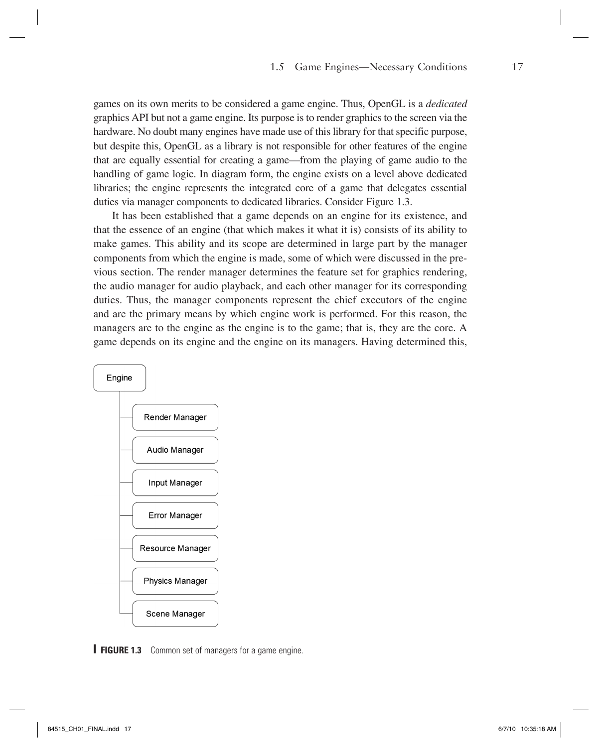games on its own merits to be considered a game engine. Thus, OpenGL is a *dedicated* graphics API but not a game engine. Its purpose is to render graphics to the screen via the hardware. No doubt many engines have made use of this library for that specific purpose, but despite this, OpenGL as a library is not responsible for other features of the engine that are equally essential for creating a game—from the playing of game audio to the handling of game logic. In diagram form, the engine exists on a level above dedicated libraries; the engine represents the integrated core of a game that delegates essential duties via manager components to dedicated libraries. Consider Figure 1.3.

It has been established that a game depends on an engine for its existence, and that the essence of an engine (that which makes it what it is) consists of its ability to make games. This ability and its scope are determined in large part by the manager components from which the engine is made, some of which were discussed in the previous section. The render manager determines the feature set for graphics rendering, the audio manager for audio playback, and each other manager for its corresponding duties. Thus, the manager components represent the chief executors of the engine and are the primary means by which engine work is performed. For this reason, the managers are to the engine as the engine is to the game; that is, they are the core. A game depends on its engine and the engine on its managers. Having determined this,

- Engine
  - Render Manager
  - Audio Manager
  - Input Manager
  - Error Manager
  - Resource Manager
  - Physics Manager
  - Scene Manager

**FIGURE 1.3** Common set of managers for a game engine.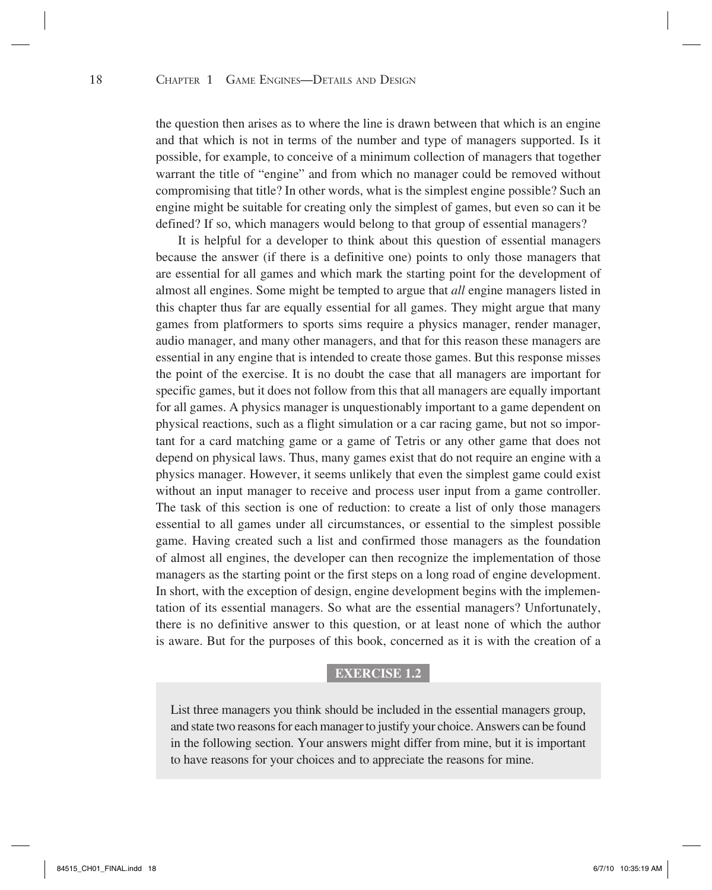the question then arises as to where the line is drawn between that which is an engine and that which is not in terms of the number and type of managers supported. Is it possible, for example, to conceive of a minimum collection of managers that together warrant the title of "engine" and from which no manager could be removed without compromising that title? In other words, what is the simplest engine possible? Such an engine might be suitable for creating only the simplest of games, but even so can it be defined? If so, which managers would belong to that group of essential managers?

It is helpful for a developer to think about this question of essential managers because the answer (if there is a definitive one) points to only those managers that are essential for all games and which mark the starting point for the development of almost all engines. Some might be tempted to argue that *all* engine managers listed in this chapter thus far are equally essential for all games. They might argue that many games from platformers to sports sims require a physics manager, render manager, audio manager, and many other managers, and that for this reason these managers are essential in any engine that is intended to create those games. But this response misses the point of the exercise. It is no doubt the case that all managers are important for specific games, but it does not follow from this that all managers are equally important for all games. A physics manager is unquestionably important to a game dependent on physical reactions, such as a flight simulation or a car racing game, but not so important for a card matching game or a game of Tetris or any other game that does not depend on physical laws. Thus, many games exist that do not require an engine with a physics manager. However, it seems unlikely that even the simplest game could exist without an input manager to receive and process user input from a game controller. The task of this section is one of reduction: to create a list of only those managers essential to all games under all circumstances, or essential to the simplest possible game. Having created such a list and confirmed those managers as the foundation of almost all engines, the developer can then recognize the implementation of those managers as the starting point or the first steps on a long road of engine development. In short, with the exception of design, engine development begins with the implementation of its essential managers. So what are the essential managers? Unfortunately, there is no definitive answer to this question, or at least none of which the author is aware. But for the purposes of this book, concerned as it is with the creation of a

**EXERCISE 1.2**

List three managers you think should be included in the essential managers group, and state two reasons for each manager to justify your choice. Answers can be found in the following section. Your answers might differ from mine, but it is important to have reasons for your choices and to appreciate the reasons for mine.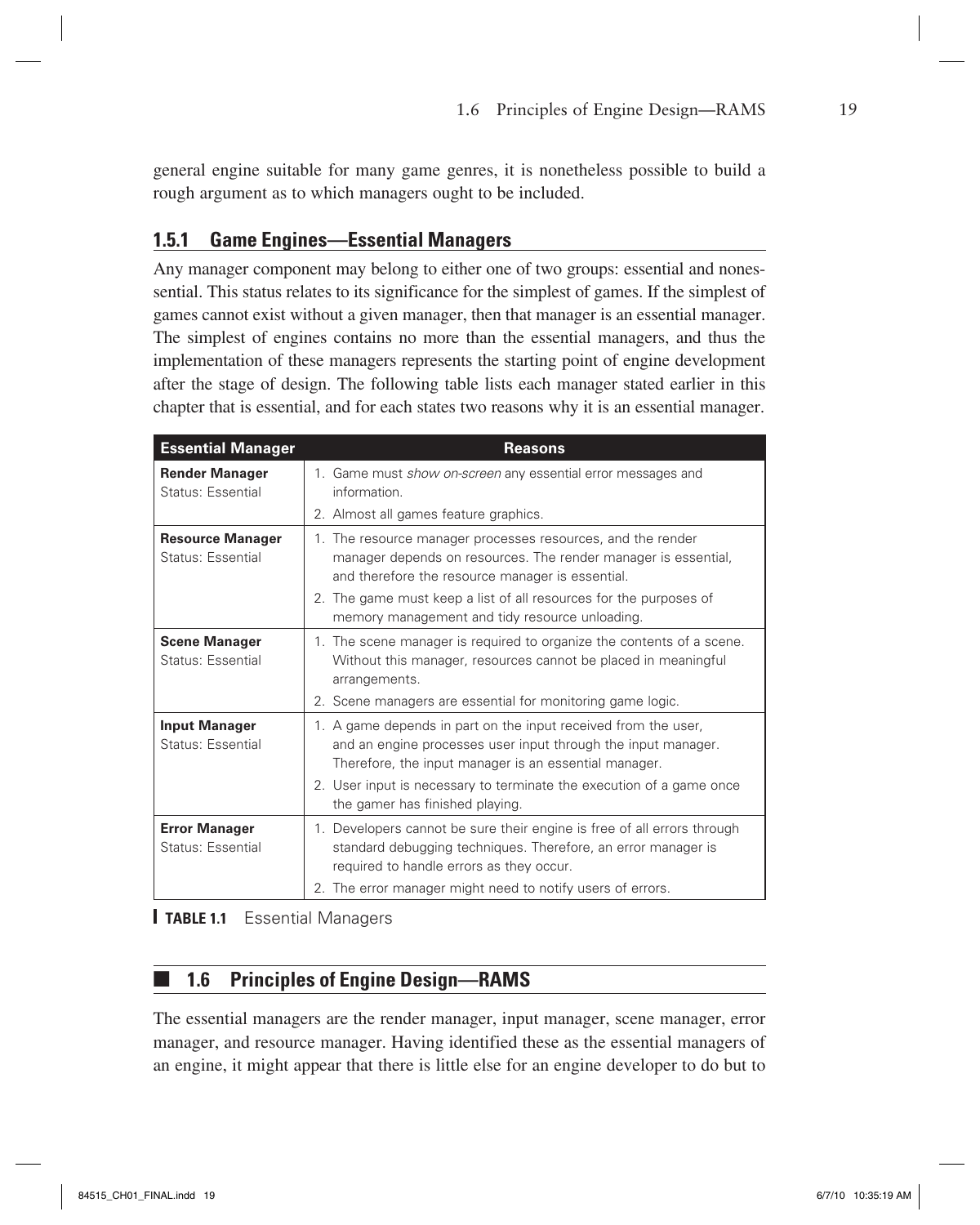general engine suitable for many game genres, it is nonetheless possible to build a rough argument as to which managers ought to be included.

### 1.5.1 Game Engines—Essential Managers

Any manager component may belong to either one of two groups: essential and nonessential. This status relates to its significance for the simplest of games. If the simplest of games cannot exist without a given manager, then that manager is an essential manager. The simplest of engines contains no more than the essential managers, and thus the implementation of these managers represents the starting point of engine development after the stage of design. The following table lists each manager stated earlier in this chapter that is essential, and for each states two reasons why it is an essential manager.

| Essential Manager | Reasons |
|---|---|
| **Render Manager**<br>Status: Essential | 1. Game must *show on-screen* any essential error messages and information.<br>2. Almost all games feature graphics. |
| **Resource Manager**<br>Status: Essential | 1. The resource manager processes resources, and the render manager depends on resources. The render manager is essential, and therefore the resource manager is essential.<br>2. The game must keep a list of all resources for the purposes of memory management and tidy resource unloading. |
| **Scene Manager**<br>Status: Essential | 1. The scene manager is required to organize the contents of a scene. Without this manager, resources cannot be placed in meaningful arrangements.<br>2. Scene managers are essential for monitoring game logic. |
| **Input Manager**<br>Status: Essential | 1. A game depends in part on the input received from the user, and an engine processes user input through the input manager. Therefore, the input manager is an essential manager.<br>2. User input is necessary to terminate the execution of a game once the gamer has finished playing. |
| **Error Manager**<br>Status: Essential | 1. Developers cannot be sure their engine is free of all errors through standard debugging techniques. Therefore, an error manager is required to handle errors as they occur.<br>2. The error manager might need to notify users of errors. |

**TABLE 1.1** Essential Managers

## 1.6 Principles of Engine Design—RAMS

The essential managers are the render manager, input manager, scene manager, error manager, and resource manager. Having identified these as the essential managers of an engine, it might appear that there is little else for an engine developer to do but to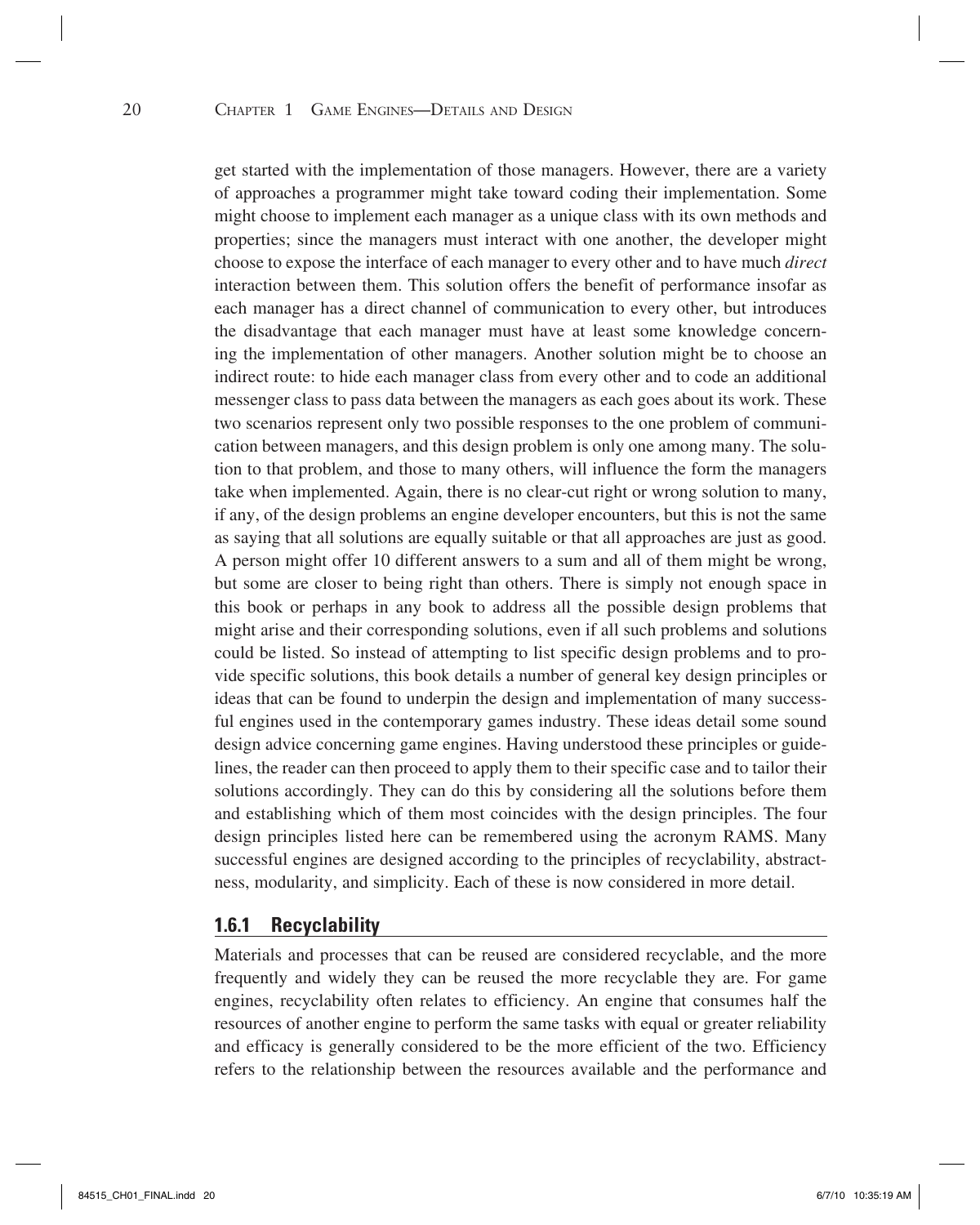get started with the implementation of those managers. However, there are a variety of approaches a programmer might take toward coding their implementation. Some might choose to implement each manager as a unique class with its own methods and properties; since the managers must interact with one another, the developer might choose to expose the interface of each manager to every other and to have much *direct* interaction between them. This solution offers the benefit of performance insofar as each manager has a direct channel of communication to every other, but introduces the disadvantage that each manager must have at least some knowledge concerning the implementation of other managers. Another solution might be to choose an indirect route: to hide each manager class from every other and to code an additional messenger class to pass data between the managers as each goes about its work. These two scenarios represent only two possible responses to the one problem of communication between managers, and this design problem is only one among many. The solution to that problem, and those to many others, will influence the form the managers take when implemented. Again, there is no clear-cut right or wrong solution to many, if any, of the design problems an engine developer encounters, but this is not the same as saying that all solutions are equally suitable or that all approaches are just as good. A person might offer 10 different answers to a sum and all of them might be wrong, but some are closer to being right than others. There is simply not enough space in this book or perhaps in any book to address all the possible design problems that might arise and their corresponding solutions, even if all such problems and solutions could be listed. So instead of attempting to list specific design problems and to provide specific solutions, this book details a number of general key design principles or ideas that can be found to underpin the design and implementation of many successful engines used in the contemporary games industry. These ideas detail some sound design advice concerning game engines. Having understood these principles or guidelines, the reader can then proceed to apply them to their specific case and to tailor their solutions accordingly. They can do this by considering all the solutions before them and establishing which of them most coincides with the design principles. The four design principles listed here can be remembered using the acronym RAMS. Many successful engines are designed according to the principles of recyclability, abstractness, modularity, and simplicity. Each of these is now considered in more detail.

### 1.6.1 Recyclability

Materials and processes that can be reused are considered recyclable, and the more frequently and widely they can be reused the more recyclable they are. For game engines, recyclability often relates to efficiency. An engine that consumes half the resources of another engine to perform the same tasks with equal or greater reliability and efficacy is generally considered to be the more efficient of the two. Efficiency refers to the relationship between the resources available and the performance and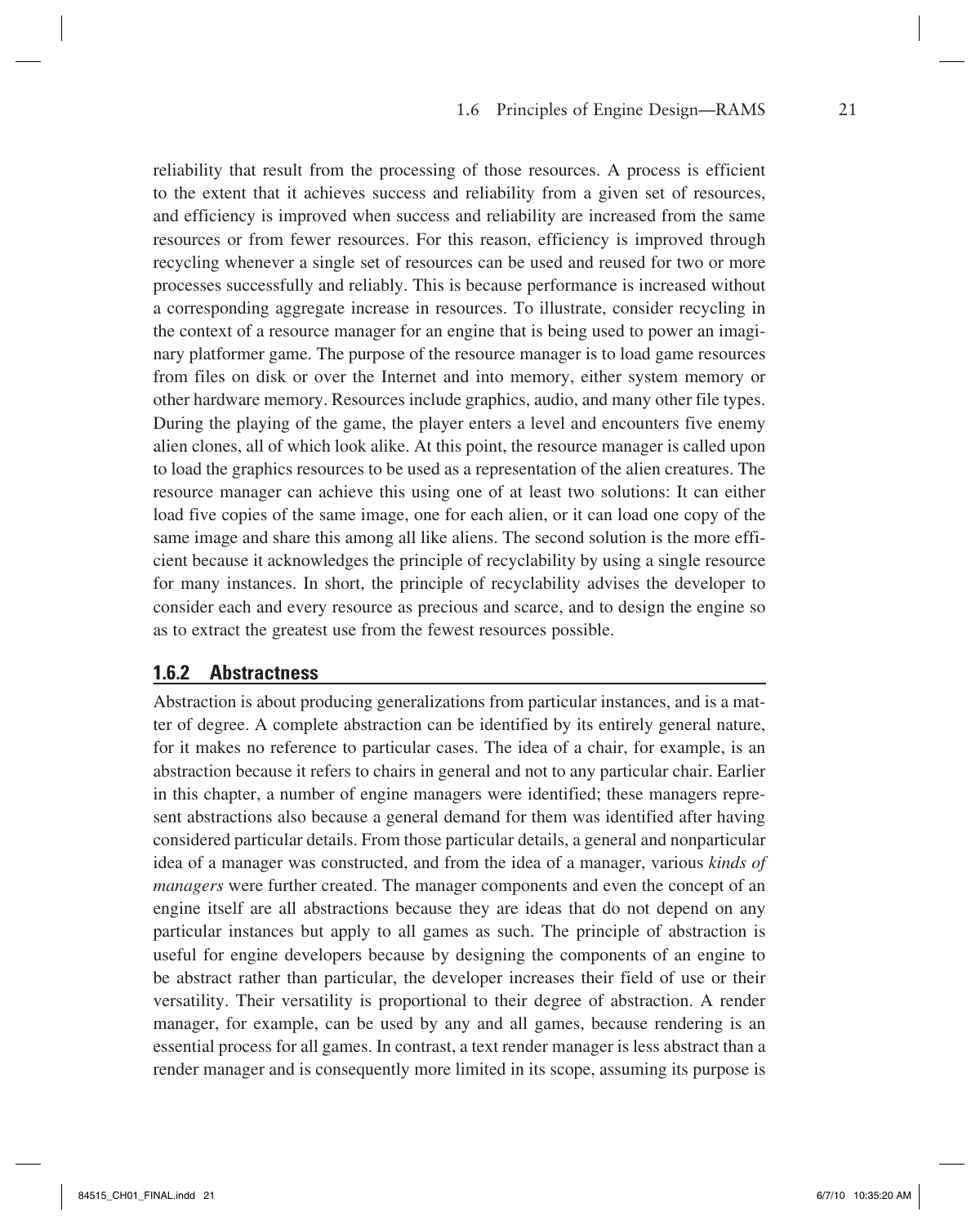reliability that result from the processing of those resources. A process is efficient to the extent that it achieves success and reliability from a given set of resources, and efficiency is improved when success and reliability are increased from the same resources or from fewer resources. For this reason, efficiency is improved through recycling whenever a single set of resources can be used and reused for two or more processes successfully and reliably. This is because performance is increased without a corresponding aggregate increase in resources. To illustrate, consider recycling in the context of a resource manager for an engine that is being used to power an imaginary platformer game. The purpose of the resource manager is to load game resources from files on disk or over the Internet and into memory, either system memory or other hardware memory. Resources include graphics, audio, and many other file types. During the playing of the game, the player enters a level and encounters five enemy alien clones, all of which look alike. At this point, the resource manager is called upon to load the graphics resources to be used as a representation of the alien creatures. The resource manager can achieve this using one of at least two solutions: It can either load five copies of the same image, one for each alien, or it can load one copy of the same image and share this among all like aliens. The second solution is the more efficient because it acknowledges the principle of recyclability by using a single resource for many instances. In short, the principle of recyclability advises the developer to consider each and every resource as precious and scarce, and to design the engine so as to extract the greatest use from the fewest resources possible.

### 1.6.2 Abstractness

Abstraction is about producing generalizations from particular instances, and is a matter of degree. A complete abstraction can be identified by its entirely general nature, for it makes no reference to particular cases. The idea of a chair, for example, is an abstraction because it refers to chairs in general and not to any particular chair. Earlier in this chapter, a number of engine managers were identified; these managers represent abstractions also because a general demand for them was identified after having considered particular details. From those particular details, a general and nonparticular idea of a manager was constructed, and from the idea of a manager, various *kinds of managers* were further created. The manager components and even the concept of an engine itself are all abstractions because they are ideas that do not depend on any particular instances but apply to all games as such. The principle of abstraction is useful for engine developers because by designing the components of an engine to be abstract rather than particular, the developer increases their field of use or their versatility. Their versatility is proportional to their degree of abstraction. A render manager, for example, can be used by any and all games, because rendering is an essential process for all games. In contrast, a text render manager is less abstract than a render manager and is consequently more limited in its scope, assuming its purpose is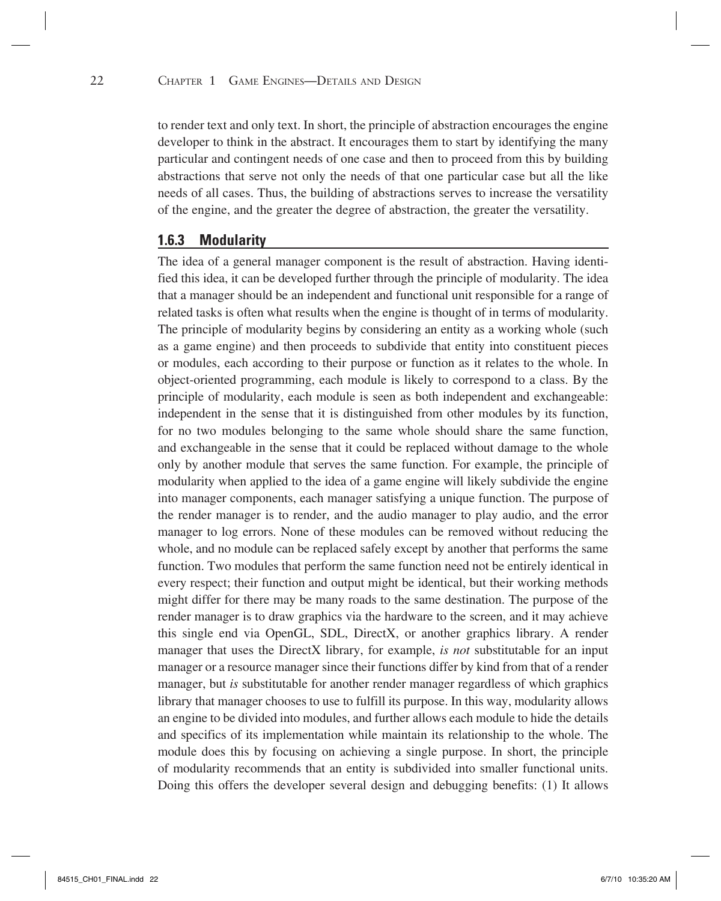to render text and only text. In short, the principle of abstraction encourages the engine developer to think in the abstract. It encourages them to start by identifying the many particular and contingent needs of one case and then to proceed from this by building abstractions that serve not only the needs of that one particular case but all the like needs of all cases. Thus, the building of abstractions serves to increase the versatility of the engine, and the greater the degree of abstraction, the greater the versatility.

### 1.6.3 Modularity

The idea of a general manager component is the result of abstraction. Having identified this idea, it can be developed further through the principle of modularity. The idea that a manager should be an independent and functional unit responsible for a range of related tasks is often what results when the engine is thought of in terms of modularity. The principle of modularity begins by considering an entity as a working whole (such as a game engine) and then proceeds to subdivide that entity into constituent pieces or modules, each according to their purpose or function as it relates to the whole. In object-oriented programming, each module is likely to correspond to a class. By the principle of modularity, each module is seen as both independent and exchangeable: independent in the sense that it is distinguished from other modules by its function, for no two modules belonging to the same whole should share the same function, and exchangeable in the sense that it could be replaced without damage to the whole only by another module that serves the same function. For example, the principle of modularity when applied to the idea of a game engine will likely subdivide the engine into manager components, each manager satisfying a unique function. The purpose of the render manager is to render, and the audio manager to play audio, and the error manager to log errors. None of these modules can be removed without reducing the whole, and no module can be replaced safely except by another that performs the same function. Two modules that perform the same function need not be entirely identical in every respect; their function and output might be identical, but their working methods might differ for there may be many roads to the same destination. The purpose of the render manager is to draw graphics via the hardware to the screen, and it may achieve this single end via OpenGL, SDL, DirectX, or another graphics library. A render manager that uses the DirectX library, for example, *is not* substitutable for an input manager or a resource manager since their functions differ by kind from that of a render manager, but *is* substitutable for another render manager regardless of which graphics library that manager chooses to use to fulfill its purpose. In this way, modularity allows an engine to be divided into modules, and further allows each module to hide the details and specifics of its implementation while maintain its relationship to the whole. The module does this by focusing on achieving a single purpose. In short, the principle of modularity recommends that an entity is subdivided into smaller functional units. Doing this offers the developer several design and debugging benefits: (1) It allows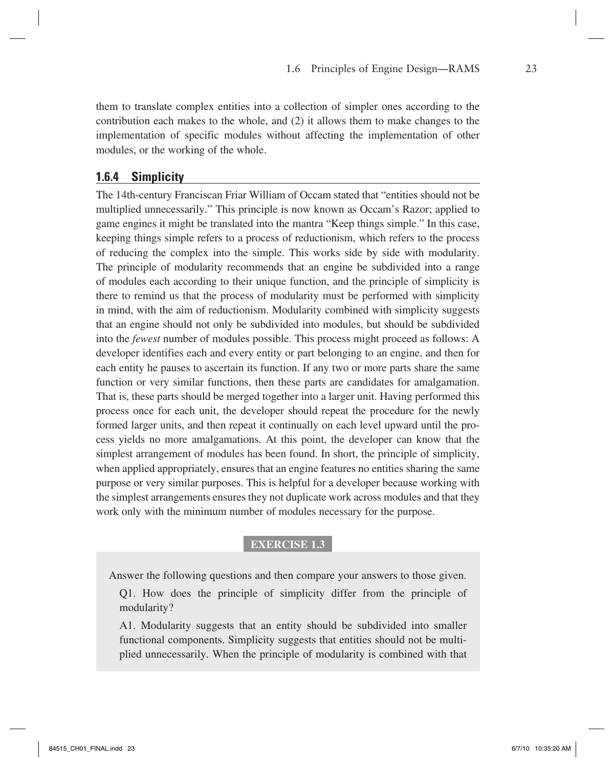them to translate complex entities into a collection of simpler ones according to the contribution each makes to the whole, and (2) it allows them to make changes to the implementation of specific modules without affecting the implementation of other modules, or the working of the whole.

### 1.6.4 Simplicity

The 14th-century Franciscan Friar William of Occam stated that "entities should not be multiplied unnecessarily." This principle is now known as Occam's Razor; applied to game engines it might be translated into the mantra "Keep things simple." In this case, keeping things simple refers to a process of reductionism, which refers to the process of reducing the complex into the simple. This works side by side with modularity. The principle of modularity recommends that an engine be subdivided into a range of modules each according to their unique function, and the principle of simplicity is there to remind us that the process of modularity must be performed with simplicity in mind, with the aim of reductionism. Modularity combined with simplicity suggests that an engine should not only be subdivided into modules, but should be subdivided into the *fewest* number of modules possible. This process might proceed as follows: A developer identifies each and every entity or part belonging to an engine, and then for each entity he pauses to ascertain its function. If any two or more parts share the same function or very similar functions, then these parts are candidates for amalgamation. That is, these parts should be merged together into a larger unit. Having performed this process once for each unit, the developer should repeat the procedure for the newly formed larger units, and then repeat it continually on each level upward until the process yields no more amalgamations. At this point, the developer can know that the simplest arrangement of modules has been found. In short, the principle of simplicity, when applied appropriately, ensures that an engine features no entities sharing the same purpose or very similar purposes. This is helpful for a developer because working with the simplest arrangements ensures they not duplicate work across modules and that they work only with the minimum number of modules necessary for the purpose.

**EXERCISE 1.3**

Answer the following questions and then compare your answers to those given.

Q1. How does the principle of simplicity differ from the principle of modularity?

A1. Modularity suggests that an entity should be subdivided into smaller functional components. Simplicity suggests that entities should not be multiplied unnecessarily. When the principle of modularity is combined with that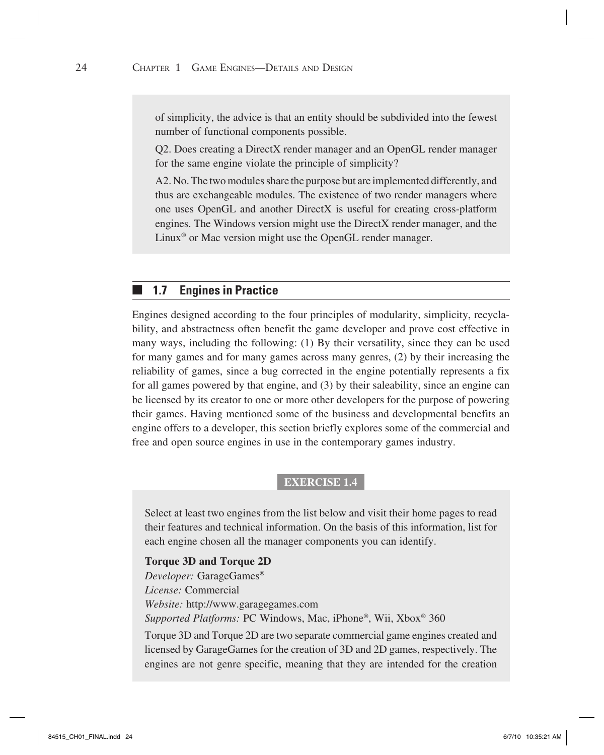of simplicity, the advice is that an entity should be subdivided into the fewest number of functional components possible.

Q2. Does creating a DirectX render manager and an OpenGL render manager for the same engine violate the principle of simplicity?

A2. No. The two modules share the purpose but are implemented differently, and thus are exchangeable modules. The existence of two render managers where one uses OpenGL and another DirectX is useful for creating cross-platform engines. The Windows version might use the DirectX render manager, and the Linux® or Mac version might use the OpenGL render manager.

## 1.7 Engines in Practice

Engines designed according to the four principles of modularity, simplicity, recyclability, and abstractness often benefit the game developer and prove cost effective in many ways, including the following: (1) By their versatility, since they can be used for many games and for many games across many genres, (2) by their increasing the reliability of games, since a bug corrected in the engine potentially represents a fix for all games powered by that engine, and (3) by their saleability, since an engine can be licensed by its creator to one or more other developers for the purpose of powering their games. Having mentioned some of the business and developmental benefits an engine offers to a developer, this section briefly explores some of the commercial and free and open source engines in use in the contemporary games industry.

**EXERCISE 1.4**

Select at least two engines from the list below and visit their home pages to read their features and technical information. On the basis of this information, list for each engine chosen all the manager components you can identify.

**Torque 3D and Torque 2D**
*Developer:* GarageGames®
*License:* Commercial
*Website:* http://www.garagegames.com
*Supported Platforms:* PC Windows, Mac, iPhone®, Wii, Xbox® 360

Torque 3D and Torque 2D are two separate commercial game engines created and licensed by GarageGames for the creation of 3D and 2D games, respectively. The engines are not genre specific, meaning that they are intended for the creation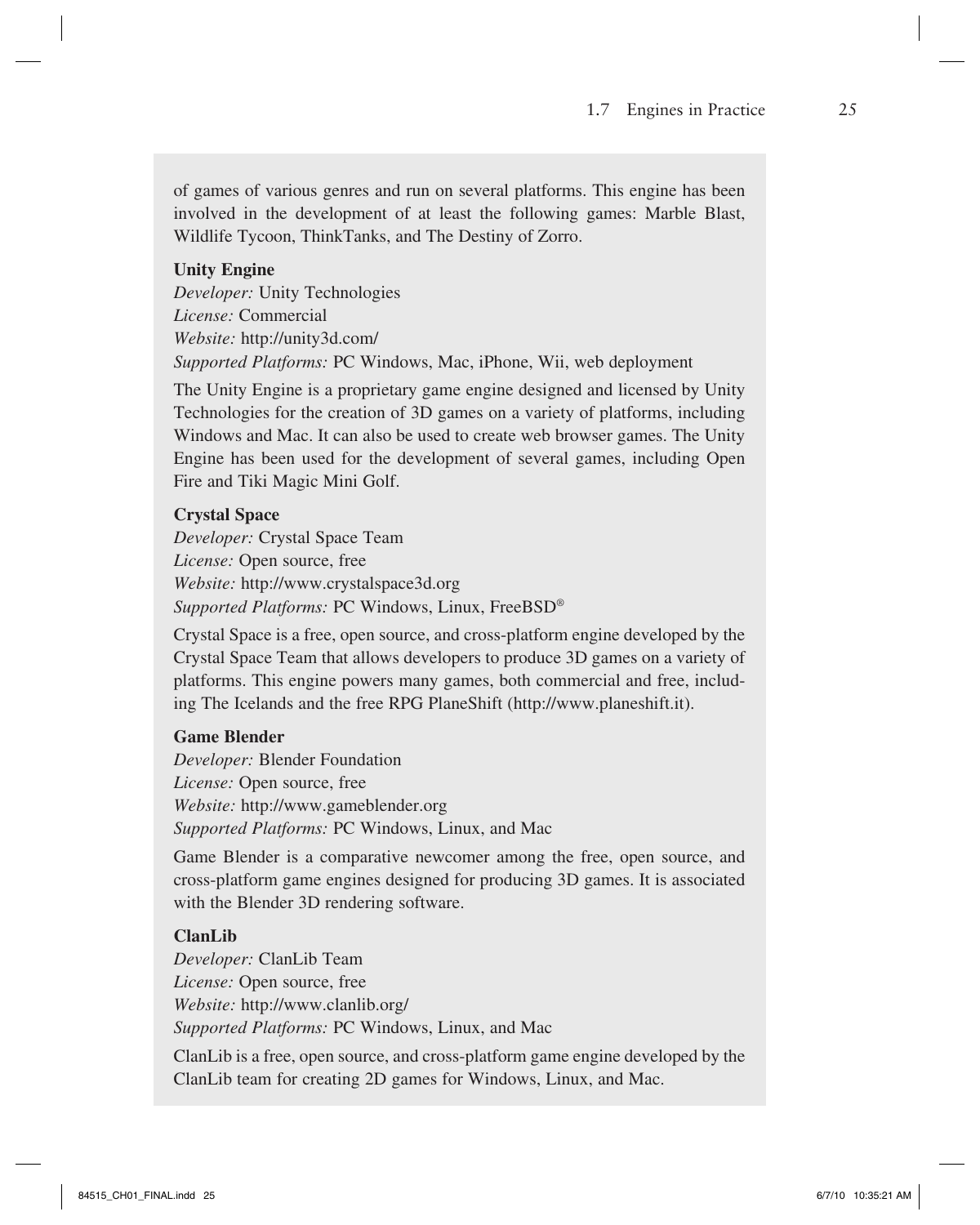of games of various genres and run on several platforms. This engine has been involved in the development of at least the following games: Marble Blast, Wildlife Tycoon, ThinkTanks, and The Destiny of Zorro.

**Unity Engine**

*Developer:* Unity Technologies
*License:* Commercial
*Website:* http://unity3d.com/
*Supported Platforms:* PC Windows, Mac, iPhone, Wii, web deployment

The Unity Engine is a proprietary game engine designed and licensed by Unity Technologies for the creation of 3D games on a variety of platforms, including Windows and Mac. It can also be used to create web browser games. The Unity Engine has been used for the development of several games, including Open Fire and Tiki Magic Mini Golf.

**Crystal Space**

*Developer:* Crystal Space Team
*License:* Open source, free
*Website:* http://www.crystalspace3d.org
*Supported Platforms:* PC Windows, Linux, FreeBSD®

Crystal Space is a free, open source, and cross-platform engine developed by the Crystal Space Team that allows developers to produce 3D games on a variety of platforms. This engine powers many games, both commercial and free, including The Icelands and the free RPG PlaneShift (http://www.planeshift.it).

**Game Blender**

*Developer:* Blender Foundation
*License:* Open source, free
*Website:* http://www.gameblender.org
*Supported Platforms:* PC Windows, Linux, and Mac

Game Blender is a comparative newcomer among the free, open source, and cross-platform game engines designed for producing 3D games. It is associated with the Blender 3D rendering software.

**ClanLib**

*Developer:* ClanLib Team
*License:* Open source, free
*Website:* http://www.clanlib.org/
*Supported Platforms:* PC Windows, Linux, and Mac

ClanLib is a free, open source, and cross-platform game engine developed by the ClanLib team for creating 2D games for Windows, Linux, and Mac.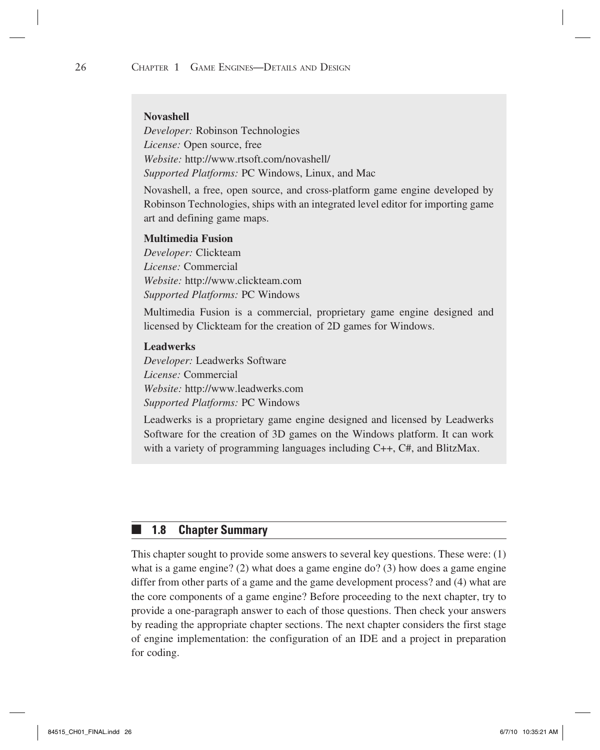**Novashell**

*Developer:* Robinson Technologies
*License:* Open source, free
*Website:* http://www.rtsoft.com/novashell/
*Supported Platforms:* PC Windows, Linux, and Mac

Novashell, a free, open source, and cross-platform game engine developed by Robinson Technologies, ships with an integrated level editor for importing game art and defining game maps.

**Multimedia Fusion**

*Developer:* Clickteam
*License:* Commercial
*Website:* http://www.clickteam.com
*Supported Platforms:* PC Windows

Multimedia Fusion is a commercial, proprietary game engine designed and licensed by Clickteam for the creation of 2D games for Windows.

**Leadwerks**

*Developer:* Leadwerks Software
*License:* Commercial
*Website:* http://www.leadwerks.com
*Supported Platforms:* PC Windows

Leadwerks is a proprietary game engine designed and licensed by Leadwerks Software for the creation of 3D games on the Windows platform. It can work with a variety of programming languages including C++, C#, and BlitzMax.

## 1.8 Chapter Summary

This chapter sought to provide some answers to several key questions. These were: (1) what is a game engine? (2) what does a game engine do? (3) how does a game engine differ from other parts of a game and the game development process? and (4) what are the core components of a game engine? Before proceeding to the next chapter, try to provide a one-paragraph answer to each of those questions. Then check your answers by reading the appropriate chapter sections. The next chapter considers the first stage of engine implementation: the configuration of an IDE and a project in preparation for coding.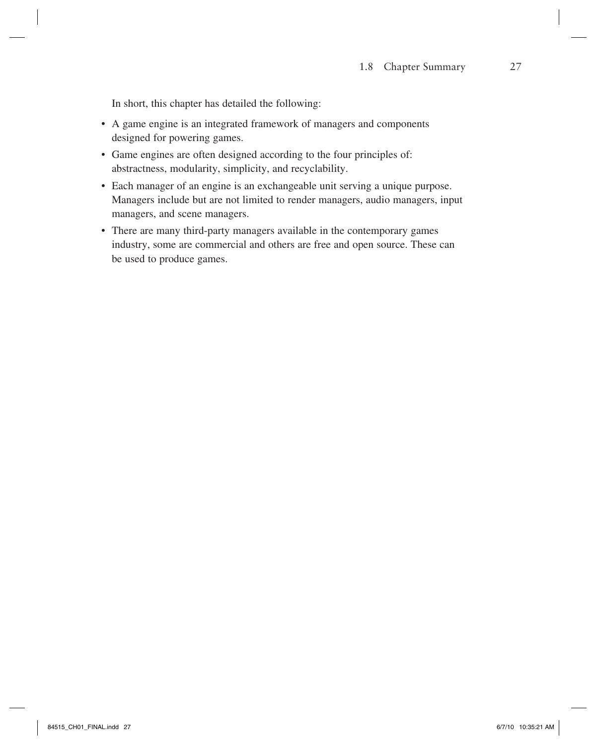In short, this chapter has detailed the following:

- A game engine is an integrated framework of managers and components designed for powering games.
- Game engines are often designed according to the four principles of: abstractness, modularity, simplicity, and recyclability.
- Each manager of an engine is an exchangeable unit serving a unique purpose. Managers include but are not limited to render managers, audio managers, input managers, and scene managers.
- There are many third-party managers available in the contemporary games industry, some are commercial and others are free and open source. These can be used to produce games.